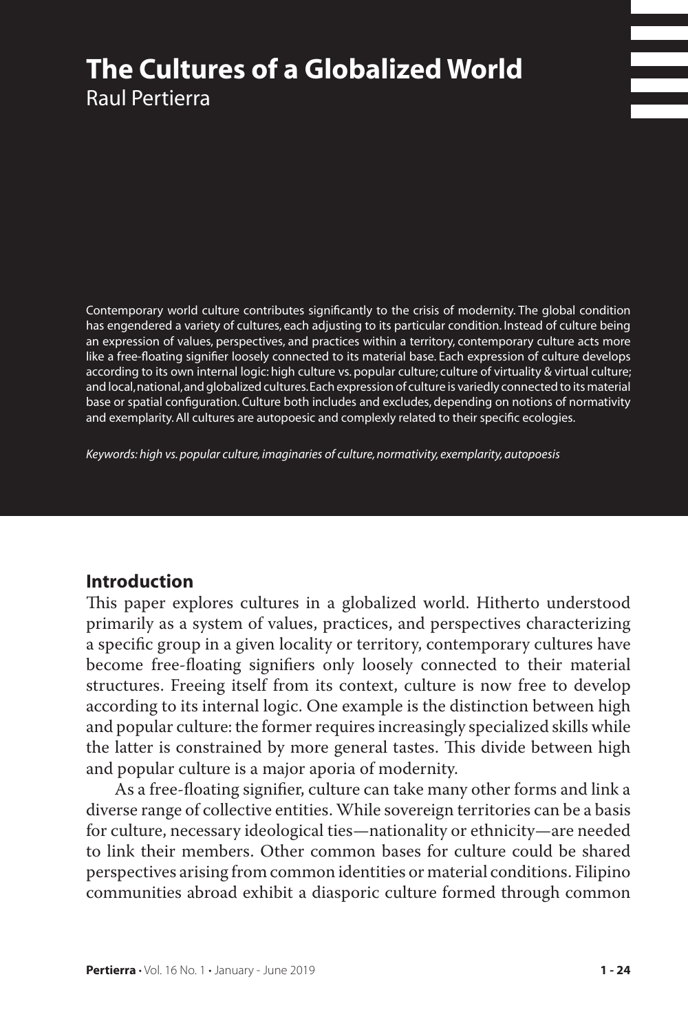# The Cultures of a Globalized World

Raul Pertierra

Contemporary world culture contributes significantly to the crisis of modernity. The global condition has engendered a variety of cultures, each adjusting to its particular condition. Instead of culture being an expression of values, perspectives, and practices within a territory, contemporary culture acts more like a free-floating signifier loosely connected to its material base. Each expression of culture develops according to its own internal logic: high culture vs. popular culture; culture of virtuality & virtual culture; and local, national, and globalized cultures. Each expression of culture is variedly connected to its material base or spatial configuration. Culture both includes and excludes, depending on notions of normativity and exemplarity. All cultures are autopoesic and complexly related to their specific ecologies.

*Keywords: high vs. popular culture, imaginaries of culture, normativity, exemplarity, autopoesis*

## Introduction

This paper explores cultures in a globalized world. Hitherto understood primarily as a system of values, practices, and perspectives characterizing a specific group in a given locality or territory, contemporary cultures have become free-floating signifiers only loosely connected to their material structures. Freeing itself from its context, culture is now free to develop according to its internal logic. One example is the distinction between high and popular culture: the former requires increasingly specialized skills while the latter is constrained by more general tastes. This divide between high and popular culture is a major aporia of modernity.

As a free-floating signifier, culture can take many other forms and link a diverse range of collective entities. While sovereign territories can be a basis for culture, necessary ideological ties—nationality or ethnicity—are needed to link their members. Other common bases for culture could be shared perspectives arising from common identities or material conditions. Filipino communities abroad exhibit a diasporic culture formed through common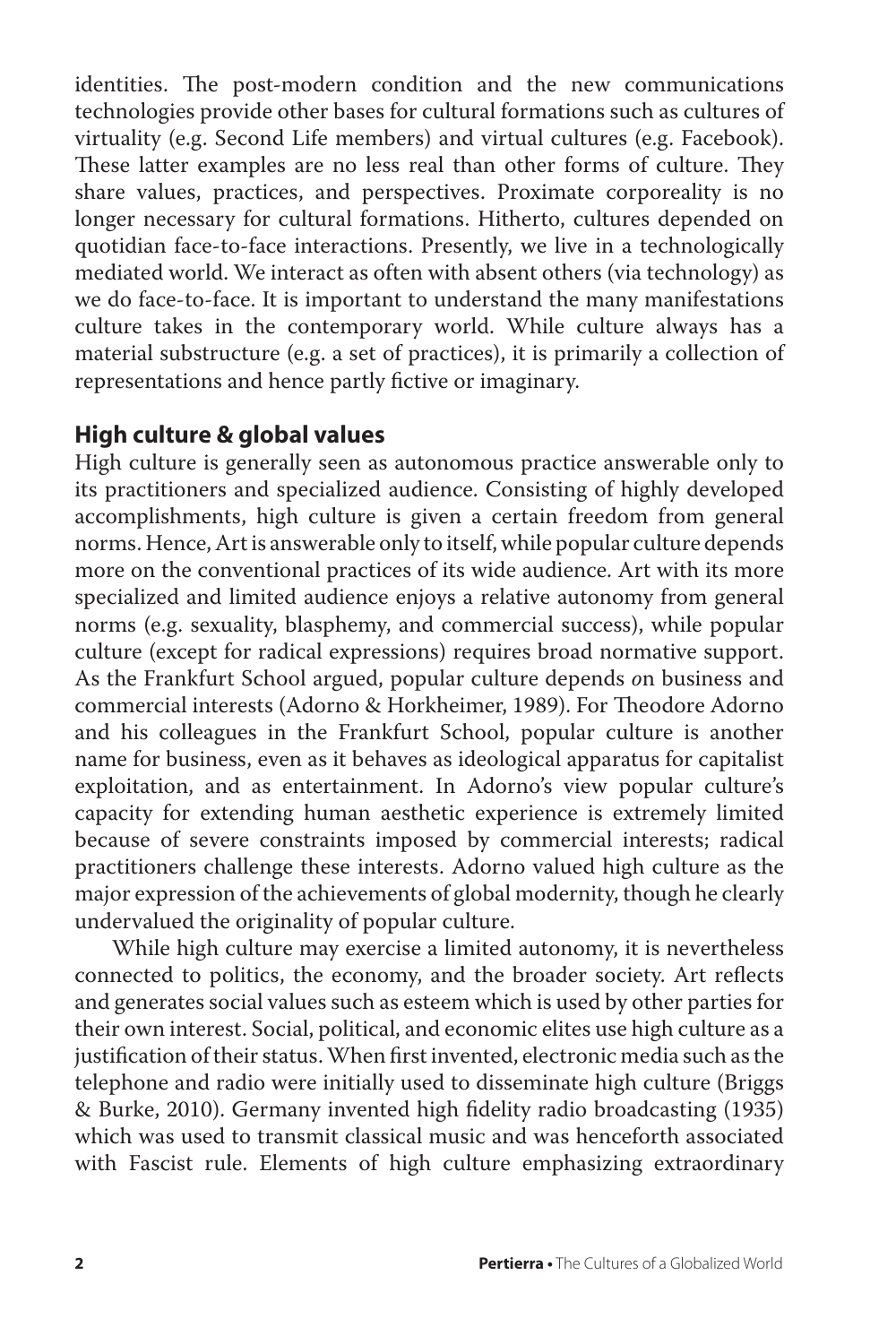identities. The post-modern condition and the new communications technologies provide other bases for cultural formations such as cultures of virtuality (e.g. Second Life members) and virtual cultures (e.g. Facebook). These latter examples are no less real than other forms of culture. They share values, practices, and perspectives. Proximate corporeality is no longer necessary for cultural formations. Hitherto, cultures depended on quotidian face-to-face interactions. Presently, we live in a technologically mediated world. We interact as often with absent others (via technology) as we do face-to-face. It is important to understand the many manifestations culture takes in the contemporary world. While culture always has a material substructure (e.g. a set of practices), it is primarily a collection of representations and hence partly fictive or imaginary.

## High culture & global values

High culture is generally seen as autonomous practice answerable only to its practitioners and specialized audience. Consisting of highly developed accomplishments, high culture is given a certain freedom from general norms. Hence, Art is answerable only to itself, while popular culture depends more on the conventional practices of its wide audience. Art with its more specialized and limited audience enjoys a relative autonomy from general norms (e.g. sexuality, blasphemy, and commercial success), while popular culture (except for radical expressions) requires broad normative support. As the Frankfurt School argued, popular culture depends *o*n business and commercial interests (Adorno & Horkheimer, 1989). For Theodore Adorno and his colleagues in the Frankfurt School, popular culture is another name for business, even as it behaves as ideological apparatus for capitalist exploitation, and as entertainment. In Adorno's view popular culture's capacity for extending human aesthetic experience is extremely limited because of severe constraints imposed by commercial interests; radical practitioners challenge these interests. Adorno valued high culture as the major expression of the achievements of global modernity, though he clearly undervalued the originality of popular culture.

While high culture may exercise a limited autonomy, it is nevertheless connected to politics, the economy, and the broader society. Art reflects and generates social values such as esteem which is used by other parties for their own interest. Social, political, and economic elites use high culture as a justification of their status. When first invented, electronic media such as the telephone and radio were initially used to disseminate high culture (Briggs & Burke, 2010). Germany invented high fidelity radio broadcasting (1935) which was used to transmit classical music and was henceforth associated with Fascist rule. Elements of high culture emphasizing extraordinary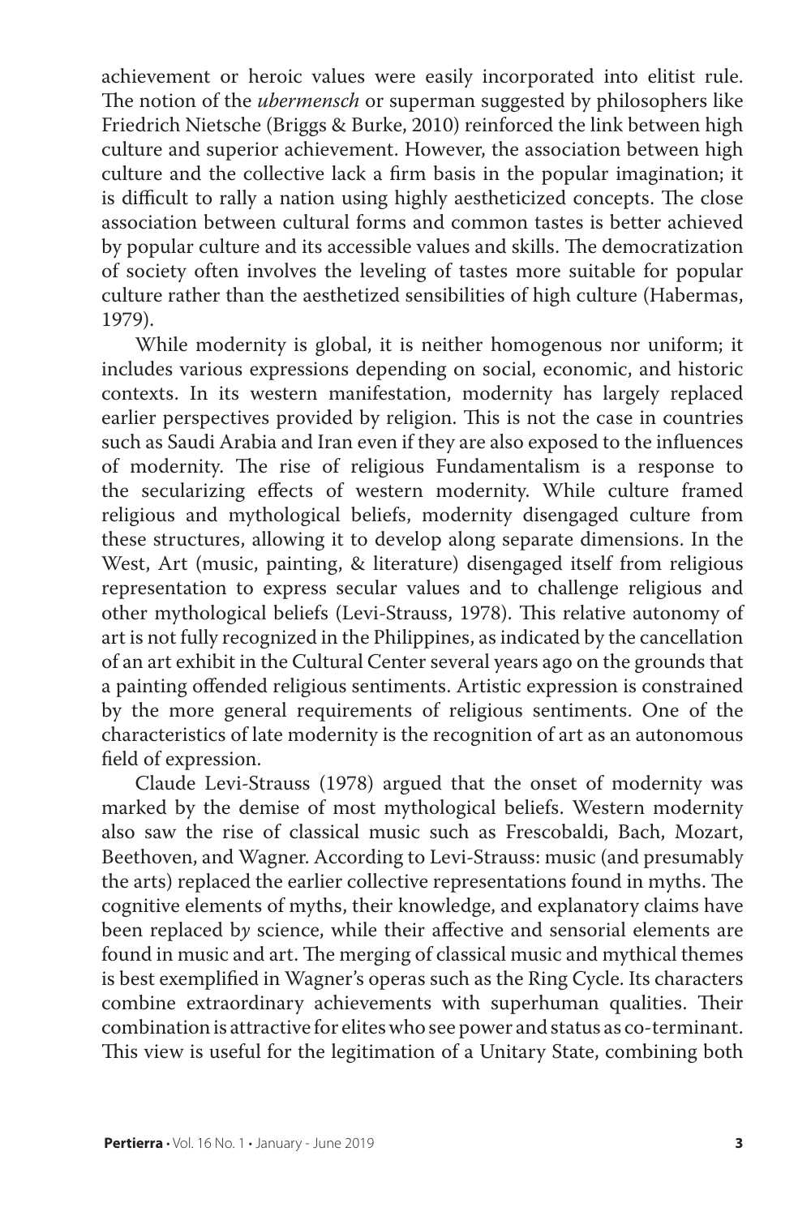achievement or heroic values were easily incorporated into elitist rule. The notion of the *ubermensch* or superman suggested by philosophers like Friedrich Nietsche (Briggs & Burke, 2010) reinforced the link between high culture and superior achievement. However, the association between high culture and the collective lack a firm basis in the popular imagination; it is difficult to rally a nation using highly aestheticized concepts. The close association between cultural forms and common tastes is better achieved by popular culture and its accessible values and skills. The democratization of society often involves the leveling of tastes more suitable for popular culture rather than the aesthetized sensibilities of high culture (Habermas, 1979).

While modernity is global, it is neither homogenous nor uniform; it includes various expressions depending on social, economic, and historic contexts. In its western manifestation, modernity has largely replaced earlier perspectives provided by religion. This is not the case in countries such as Saudi Arabia and Iran even if they are also exposed to the influences of modernity. The rise of religious Fundamentalism is a response to the secularizing effects of western modernity. While culture framed religious and mythological beliefs, modernity disengaged culture from these structures, allowing it to develop along separate dimensions. In the West, Art (music, painting, & literature) disengaged itself from religious representation to express secular values and to challenge religious and other mythological beliefs (Levi-Strauss, 1978). This relative autonomy of art is not fully recognized in the Philippines, as indicated by the cancellation of an art exhibit in the Cultural Center several years ago on the grounds that a painting offended religious sentiments. Artistic expression is constrained by the more general requirements of religious sentiments. One of the characteristics of late modernity is the recognition of art as an autonomous field of expression.

Claude Levi-Strauss (1978) argued that the onset of modernity was marked by the demise of most mythological beliefs. Western modernity also saw the rise of classical music such as Frescobaldi, Bach, Mozart, Beethoven, and Wagner. According to Levi-Strauss: music (and presumably the arts) replaced the earlier collective representations found in myths. The cognitive elements of myths, their knowledge, and explanatory claims have been replaced b*y* science, while their affective and sensorial elements are found in music and art. The merging of classical music and mythical themes is best exemplified in Wagner's operas such as the Ring Cycle. Its characters combine extraordinary achievements with superhuman qualities. Their combination is attractive for elites who see power and status as co-terminant. This view is useful for the legitimation of a Unitary State, combining both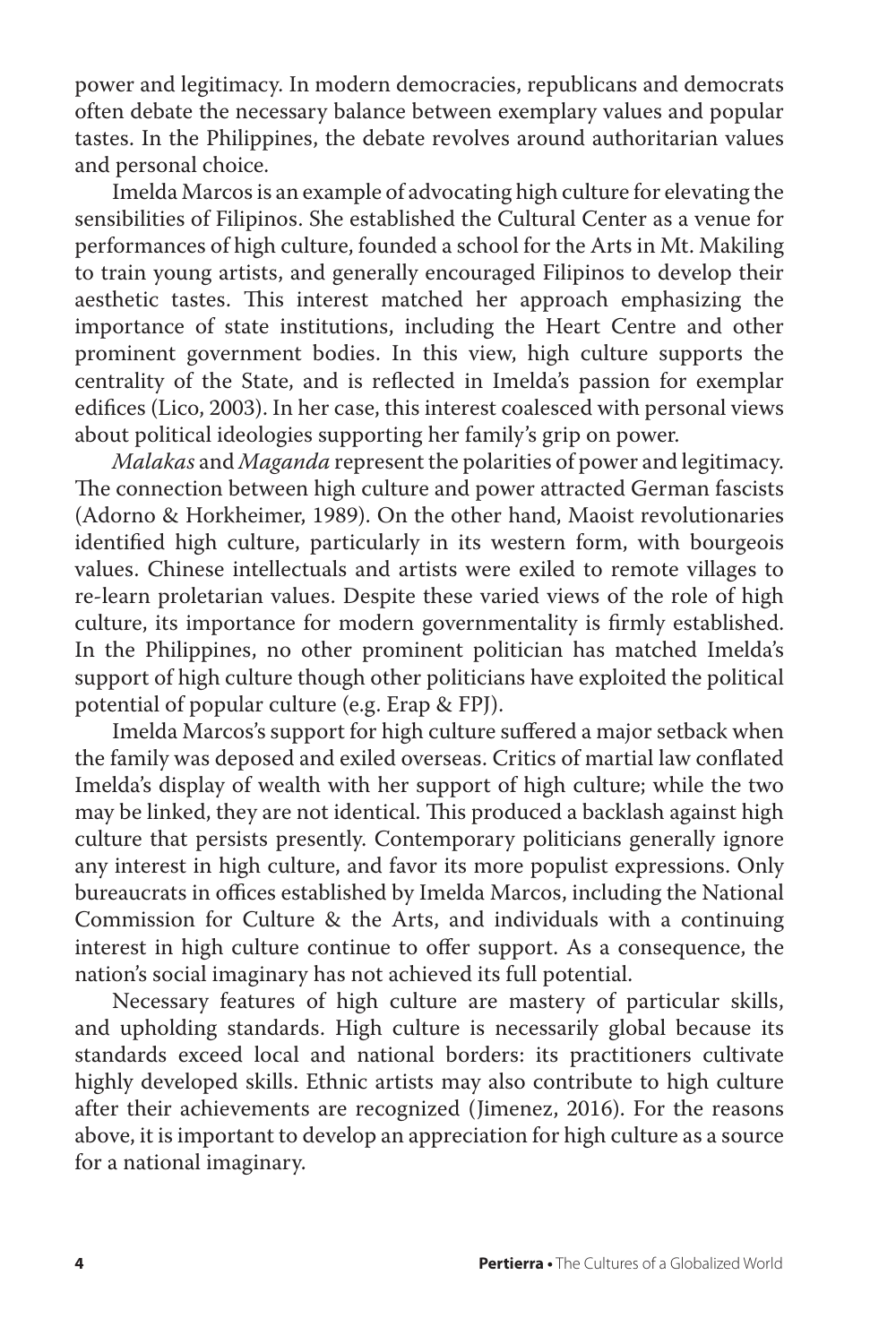power and legitimacy. In modern democracies, republicans and democrats often debate the necessary balance between exemplary values and popular tastes. In the Philippines, the debate revolves around authoritarian values and personal choice.

Imelda Marcos is an example of advocating high culture for elevating the sensibilities of Filipinos. She established the Cultural Center as a venue for performances of high culture, founded a school for the Arts in Mt. Makiling to train young artists, and generally encouraged Filipinos to develop their aesthetic tastes. This interest matched her approach emphasizing the importance of state institutions, including the Heart Centre and other prominent government bodies. In this view, high culture supports the centrality of the State, and is reflected in Imelda's passion for exemplar edifices (Lico, 2003). In her case, this interest coalesced with personal views about political ideologies supporting her family's grip on power.

*Malakas* and *Maganda* represent the polarities of power and legitimacy. The connection between high culture and power attracted German fascists (Adorno & Horkheimer, 1989). On the other hand, Maoist revolutionaries identified high culture, particularly in its western form, with bourgeois values. Chinese intellectuals and artists were exiled to remote villages to re-learn proletarian values. Despite these varied views of the role of high culture, its importance for modern governmentality is firmly established. In the Philippines, no other prominent politician has matched Imelda's support of high culture though other politicians have exploited the political potential of popular culture (e.g. Erap & FPJ).

Imelda Marcos's support for high culture suffered a major setback when the family was deposed and exiled overseas. Critics of martial law conflated Imelda's display of wealth with her support of high culture; while the two may be linked, they are not identical. This produced a backlash against high culture that persists presently. Contemporary politicians generally ignore any interest in high culture, and favor its more populist expressions. Only bureaucrats in offices established by Imelda Marcos, including the National Commission for Culture & the Arts, and individuals with a continuing interest in high culture continue to offer support. As a consequence, the nation's social imaginary has not achieved its full potential.

Necessary features of high culture are mastery of particular skills, and upholding standards. High culture is necessarily global because its standards exceed local and national borders: its practitioners cultivate highly developed skills. Ethnic artists may also contribute to high culture after their achievements are recognized (Jimenez, 2016). For the reasons above, it is important to develop an appreciation for high culture as a source for a national imaginary.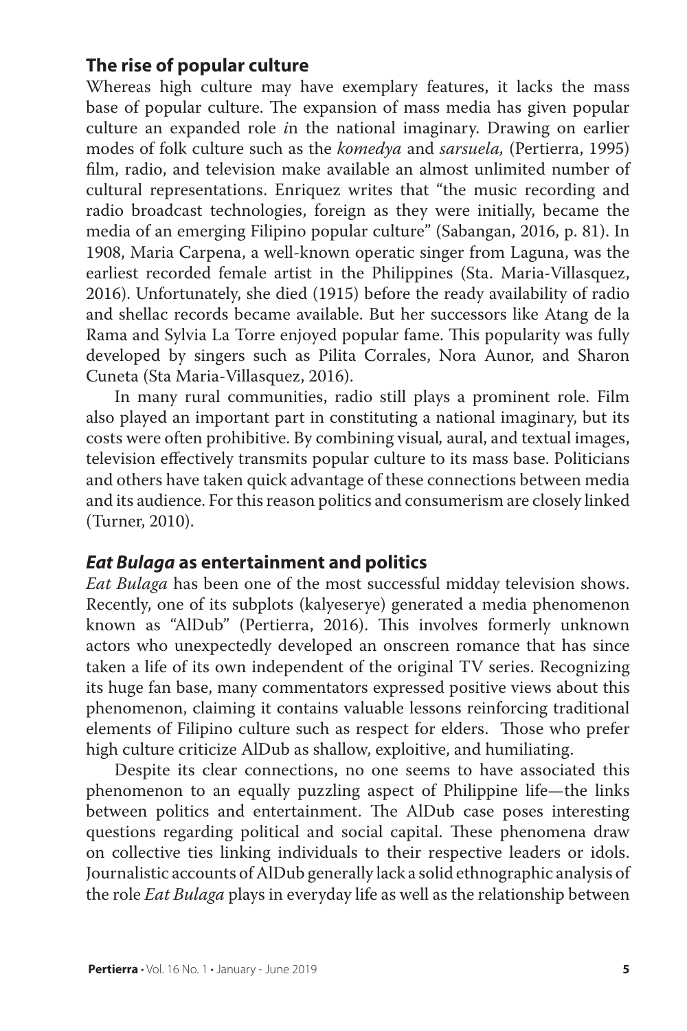## The rise of popular culture

Whereas high culture may have exemplary features, it lacks the mass base of popular culture. The expansion of mass media has given popular culture an expanded role *i*n the national imaginary. Drawing on earlier modes of folk culture such as the *komedya* and *sarsuela,* (Pertierra, 1995) film, radio, and television make available an almost unlimited number of cultural representations. Enriquez writes that "the music recording and radio broadcast technologies, foreign as they were initially, became the media of an emerging Filipino popular culture" (Sabangan, 2016, p. 81). In 1908, Maria Carpena, a well-known operatic singer from Laguna, was the earliest recorded female artist in the Philippines (Sta. Maria-Villasquez, 2016). Unfortunately, she died (1915) before the ready availability of radio and shellac records became available. But her successors like Atang de la Rama and Sylvia La Torre enjoyed popular fame. This popularity was fully developed by singers such as Pilita Corrales, Nora Aunor, and Sharon Cuneta (Sta Maria-Villasquez, 2016).

In many rural communities, radio still plays a prominent role. Film also played an important part in constituting a national imaginary, but its costs were often prohibitive. By combining visual, aural, and textual images, television effectively transmits popular culture to its mass base. Politicians and others have taken quick advantage of these connections between media and its audience. For this reason politics and consumerism are closely linked (Turner, 2010).

## *Eat Bulaga* as entertainment and politics

*Eat Bulaga* has been one of the most successful midday television shows. Recently, one of its subplots (kalyeserye) generated a media phenomenon known as "AlDub" (Pertierra, 2016). This involves formerly unknown actors who unexpectedly developed an onscreen romance that has since taken a life of its own independent of the original TV series. Recognizing its huge fan base, many commentators expressed positive views about this phenomenon, claiming it contains valuable lessons reinforcing traditional elements of Filipino culture such as respect for elders. Those who prefer high culture criticize AlDub as shallow, exploitive, and humiliating.

Despite its clear connections, no one seems to have associated this phenomenon to an equally puzzling aspect of Philippine life—the links between politics and entertainment. The AlDub case poses interesting questions regarding political and social capital. These phenomena draw on collective ties linking individuals to their respective leaders or idols. Journalistic accounts of AlDub generally lack a solid ethnographic analysis of the role *Eat Bulaga* plays in everyday life as well as the relationship between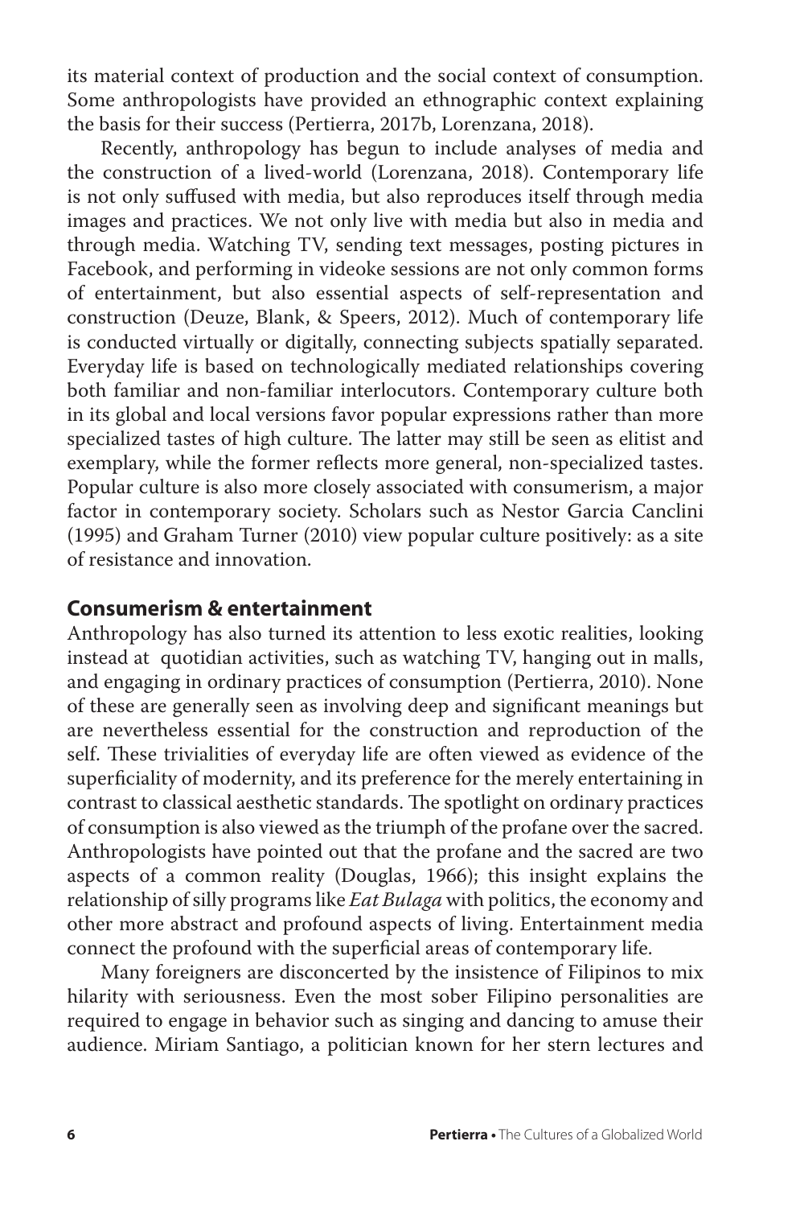its material context of production and the social context of consumption. Some anthropologists have provided an ethnographic context explaining the basis for their success (Pertierra, 2017b, Lorenzana, 2018).

Recently, anthropology has begun to include analyses of media and the construction of a lived-world (Lorenzana, 2018). Contemporary life is not only suffused with media, but also reproduces itself through media images and practices. We not only live with media but also in media and through media. Watching TV, sending text messages, posting pictures in Facebook, and performing in videoke sessions are not only common forms of entertainment, but also essential aspects of self-representation and construction (Deuze, Blank, & Speers, 2012). Much of contemporary life is conducted virtually or digitally, connecting subjects spatially separated. Everyday life is based on technologically mediated relationships covering both familiar and non-familiar interlocutors. Contemporary culture both in its global and local versions favor popular expressions rather than more specialized tastes of high culture. The latter may still be seen as elitist and exemplary, while the former reflects more general, non-specialized tastes. Popular culture is also more closely associated with consumerism, a major factor in contemporary society. Scholars such as Nestor Garcia Canclini (1995) and Graham Turner (2010) view popular culture positively: as a site of resistance and innovation.

## Consumerism & entertainment

Anthropology has also turned its attention to less exotic realities, looking instead at quotidian activities, such as watching TV, hanging out in malls, and engaging in ordinary practices of consumption (Pertierra, 2010). None of these are generally seen as involving deep and significant meanings but are nevertheless essential for the construction and reproduction of the self. These trivialities of everyday life are often viewed as evidence of the superficiality of modernity, and its preference for the merely entertaining in contrast to classical aesthetic standards. The spotlight on ordinary practices of consumption is also viewed as the triumph of the profane over the sacred. Anthropologists have pointed out that the profane and the sacred are two aspects of a common reality (Douglas, 1966); this insight explains the relationship of silly programs like *Eat Bulaga* with politics, the economy and other more abstract and profound aspects of living. Entertainment media connect the profound with the superficial areas of contemporary life.

Many foreigners are disconcerted by the insistence of Filipinos to mix hilarity with seriousness. Even the most sober Filipino personalities are required to engage in behavior such as singing and dancing to amuse their audience. Miriam Santiago, a politician known for her stern lectures and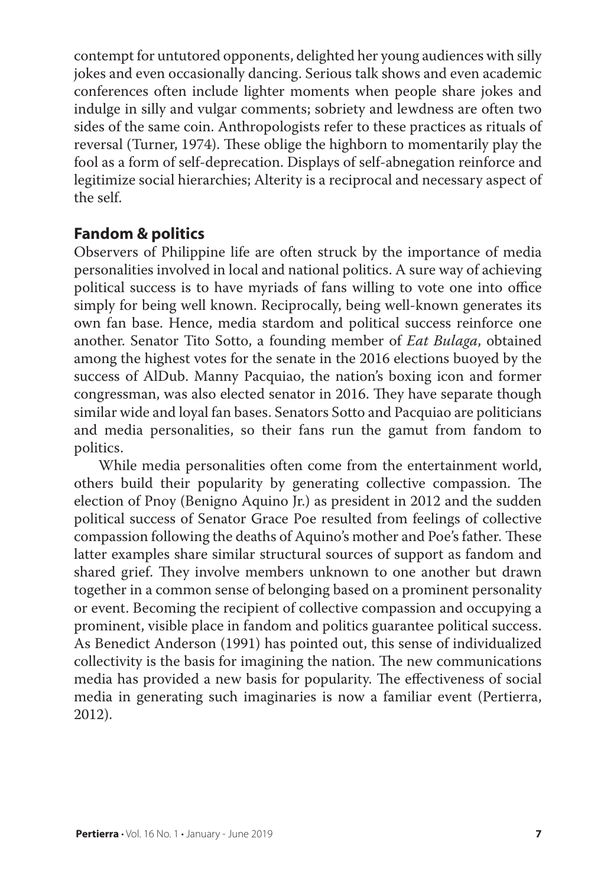contempt for untutored opponents, delighted her young audiences with silly jokes and even occasionally dancing. Serious talk shows and even academic conferences often include lighter moments when people share jokes and indulge in silly and vulgar comments; sobriety and lewdness are often two sides of the same coin. Anthropologists refer to these practices as rituals of reversal (Turner, 1974). These oblige the highborn to momentarily play the fool as a form of self-deprecation. Displays of self-abnegation reinforce and legitimize social hierarchies; Alterity is a reciprocal and necessary aspect of the self.

## Fandom & politics

Observers of Philippine life are often struck by the importance of media personalities involved in local and national politics. A sure way of achieving political success is to have myriads of fans willing to vote one into office simply for being well known. Reciprocally, being well-known generates its own fan base. Hence, media stardom and political success reinforce one another. Senator Tito Sotto, a founding member of *Eat Bulaga*, obtained among the highest votes for the senate in the 2016 elections buoyed by the success of AlDub. Manny Pacquiao, the nation's boxing icon and former congressman, was also elected senator in 2016. They have separate though similar wide and loyal fan bases. Senators Sotto and Pacquiao are politicians and media personalities, so their fans run the gamut from fandom to politics.

While media personalities often come from the entertainment world, others build their popularity by generating collective compassion. The election of Pnoy (Benigno Aquino Jr.) as president in 2012 and the sudden political success of Senator Grace Poe resulted from feelings of collective compassion following the deaths of Aquino's mother and Poe's father. These latter examples share similar structural sources of support as fandom and shared grief. They involve members unknown to one another but drawn together in a common sense of belonging based on a prominent personality or event. Becoming the recipient of collective compassion and occupying a prominent, visible place in fandom and politics guarantee political success. As Benedict Anderson (1991) has pointed out, this sense of individualized collectivity is the basis for imagining the nation. The new communications media has provided a new basis for popularity. The effectiveness of social media in generating such imaginaries is now a familiar event (Pertierra, 2012).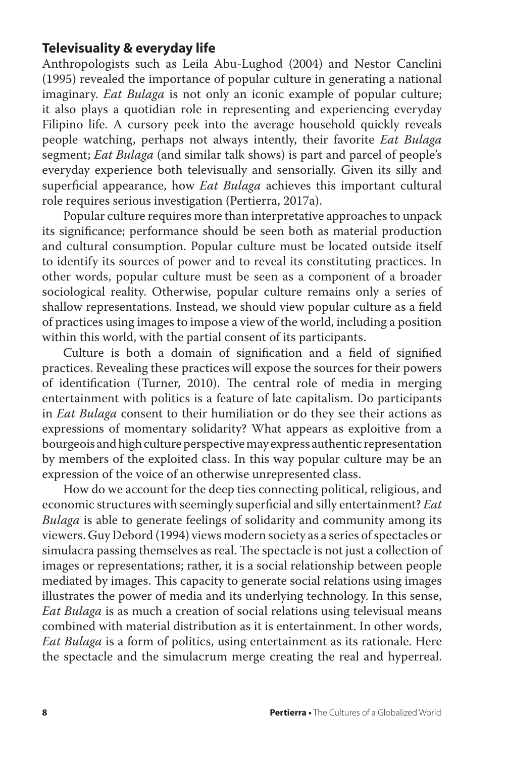## Televisuality & everyday life

Anthropologists such as Leila Abu-Lughod (2004) and Nestor Canclini (1995) revealed the importance of popular culture in generating a national imaginary. *Eat Bulaga* is not only an iconic example of popular culture; it also plays a quotidian role in representing and experiencing everyday Filipino life. A cursory peek into the average household quickly reveals people watching, perhaps not always intently, their favorite *Eat Bulaga* segment; *Eat Bulaga* (and similar talk shows) is part and parcel of people's everyday experience both televisually and sensorially. Given its silly and superficial appearance, how *Eat Bulaga* achieves this important cultural role requires serious investigation (Pertierra, 2017a).

Popular culture requires more than interpretative approaches to unpack its significance; performance should be seen both as material production and cultural consumption. Popular culture must be located outside itself to identify its sources of power and to reveal its constituting practices. In other words, popular culture must be seen as a component of a broader sociological reality. Otherwise, popular culture remains only a series of shallow representations. Instead, we should view popular culture as a field of practices using images to impose a view of the world, including a position within this world, with the partial consent of its participants.

Culture is both a domain of signification and a field of signified practices. Revealing these practices will expose the sources for their powers of identification (Turner, 2010). The central role of media in merging entertainment with politics is a feature of late capitalism. Do participants in *Eat Bulaga* consent to their humiliation or do they see their actions as expressions of momentary solidarity? What appears as exploitive from a bourgeois and high culture perspective may express authentic representation by members of the exploited class. In this way popular culture may be an expression of the voice of an otherwise unrepresented class.

How do we account for the deep ties connecting political, religious, and economic structures with seemingly superficial and silly entertainment? *Eat Bulaga* is able to generate feelings of solidarity and community among its viewers. Guy Debord (1994) views modern society as a series of spectacles or simulacra passing themselves as real. The spectacle is not just a collection of images or representations; rather, it is a social relationship between people mediated by images. This capacity to generate social relations using images illustrates the power of media and its underlying technology. In this sense, *Eat Bulaga* is as much a creation of social relations using televisual means combined with material distribution as it is entertainment. In other words, *Eat Bulaga* is a form of politics, using entertainment as its rationale. Here the spectacle and the simulacrum merge creating the real and hyperreal.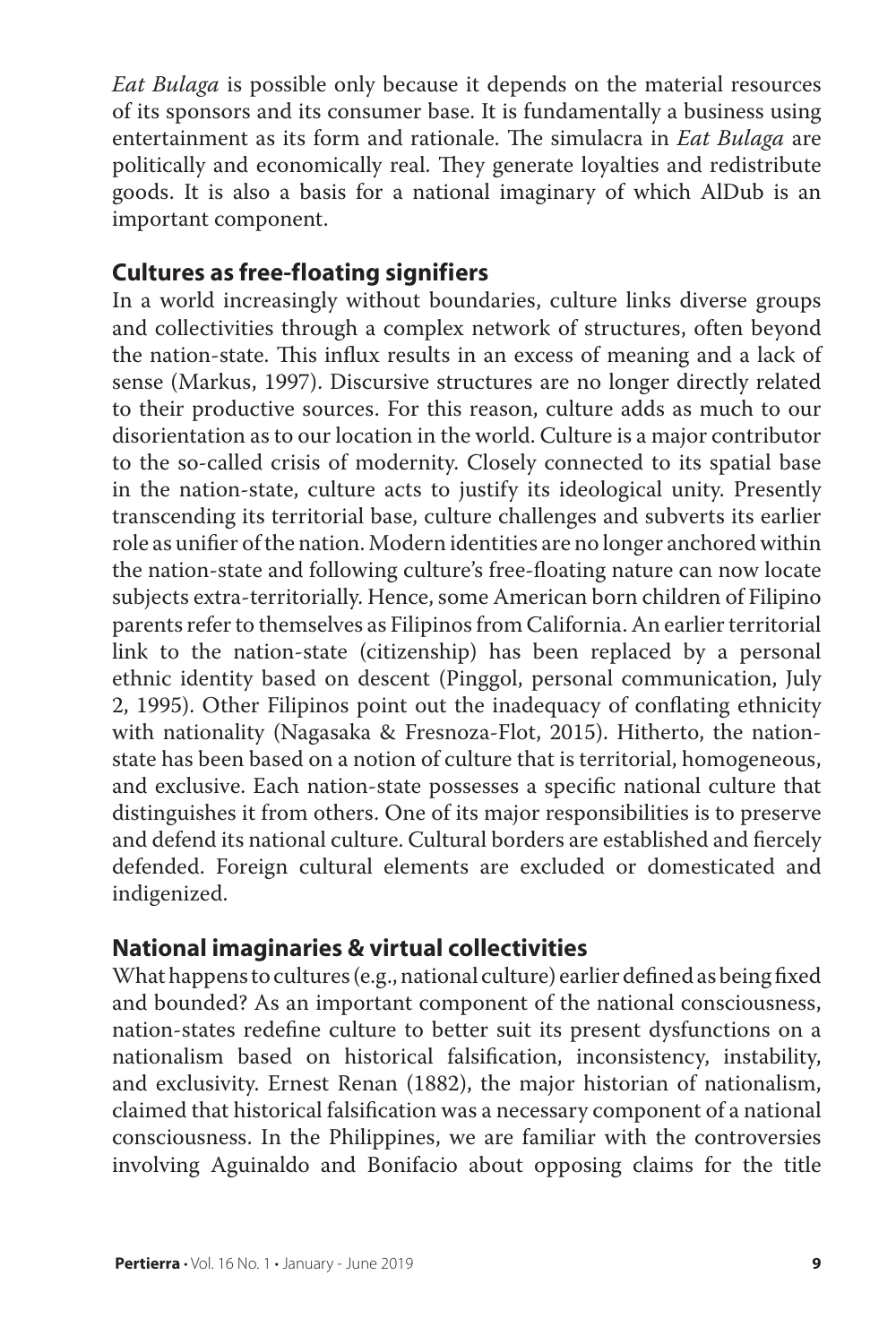*Eat Bulaga* is possible only because it depends on the material resources of its sponsors and its consumer base. It is fundamentally a business using entertainment as its form and rationale. The simulacra in *Eat Bulaga* are politically and economically real. They generate loyalties and redistribute goods. It is also a basis for a national imaginary of which AlDub is an important component.

## Cultures as free-floating signifiers

In a world increasingly without boundaries, culture links diverse groups and collectivities through a complex network of structures, often beyond the nation-state. This influx results in an excess of meaning and a lack of sense (Markus, 1997). Discursive structures are no longer directly related to their productive sources. For this reason, culture adds as much to our disorientation as to our location in the world. Culture is a major contributor to the so-called crisis of modernity. Closely connected to its spatial base in the nation-state, culture acts to justify its ideological unity. Presently transcending its territorial base, culture challenges and subverts its earlier role as unifier of the nation. Modern identities are no longer anchored within the nation-state and following culture's free-floating nature can now locate subjects extra-territorially. Hence, some American born children of Filipino parents refer to themselves as Filipinos from California. An earlier territorial link to the nation-state (citizenship) has been replaced by a personal ethnic identity based on descent (Pinggol, personal communication, July 2, 1995). Other Filipinos point out the inadequacy of conflating ethnicity with nationality (Nagasaka & Fresnoza-Flot, 2015). Hitherto, the nation-state has been based on a notion of culture that is territorial, homogeneous, and exclusive. Each nation-state possesses a specific national culture that distinguishes it from others. One of its major responsibilities is to preserve and defend its national culture. Cultural borders are established and fiercely defended. Foreign cultural elements are excluded or domesticated and indigenized.

## National imaginaries & virtual collectivities

What happens to cultures (e.g., national culture) earlier defined as being fixed and bounded? As an important component of the national consciousness, nation-states redefine culture to better suit its present dysfunctions on a nationalism based on historical falsification, inconsistency, instability, and exclusivity. Ernest Renan (1882), the major historian of nationalism, claimed that historical falsification was a necessary component of a national consciousness. In the Philippines, we are familiar with the controversies involving Aguinaldo and Bonifacio about opposing claims for the title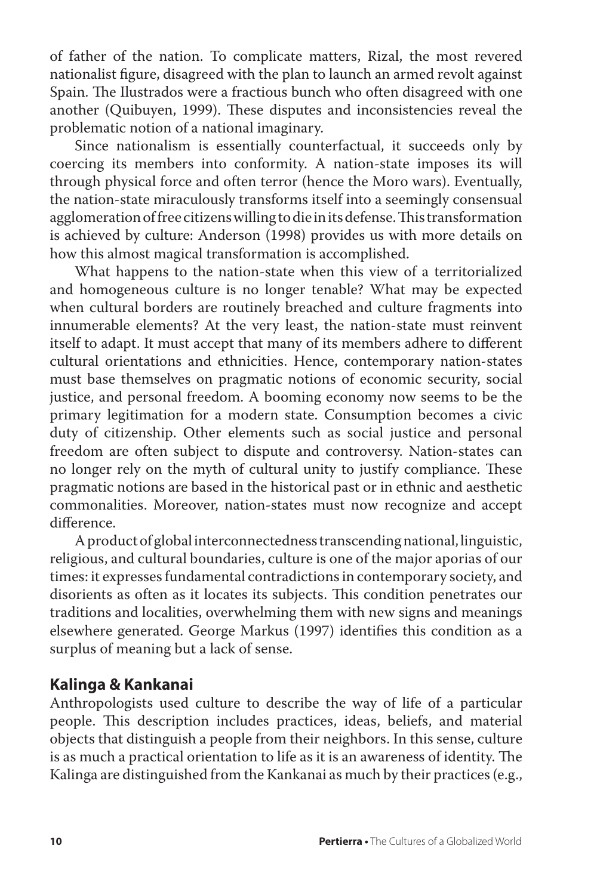of father of the nation. To complicate matters, Rizal, the most revered nationalist figure, disagreed with the plan to launch an armed revolt against Spain. The Ilustrados were a fractious bunch who often disagreed with one another (Quibuyen, 1999). These disputes and inconsistencies reveal the problematic notion of a national imaginary.

Since nationalism is essentially counterfactual, it succeeds only by coercing its members into conformity. A nation-state imposes its will through physical force and often terror (hence the Moro wars). Eventually, the nation-state miraculously transforms itself into a seemingly consensual agglomeration of free citizens willing to die in its defense. This transformation is achieved by culture: Anderson (1998) provides us with more details on how this almost magical transformation is accomplished.

What happens to the nation-state when this view of a territorialized and homogeneous culture is no longer tenable? What may be expected when cultural borders are routinely breached and culture fragments into innumerable elements? At the very least, the nation-state must reinvent itself to adapt. It must accept that many of its members adhere to different cultural orientations and ethnicities. Hence, contemporary nation-states must base themselves on pragmatic notions of economic security, social justice, and personal freedom. A booming economy now seems to be the primary legitimation for a modern state. Consumption becomes a civic duty of citizenship. Other elements such as social justice and personal freedom are often subject to dispute and controversy. Nation-states can no longer rely on the myth of cultural unity to justify compliance. These pragmatic notions are based in the historical past or in ethnic and aesthetic commonalities. Moreover, nation-states must now recognize and accept difference.

A product of global interconnectedness transcending national, linguistic, religious, and cultural boundaries, culture is one of the major aporias of our times: it expresses fundamental contradictions in contemporary society, and disorients as often as it locates its subjects. This condition penetrates our traditions and localities, overwhelming them with new signs and meanings elsewhere generated. George Markus (1997) identifies this condition as a surplus of meaning but a lack of sense.

## Kalinga & Kankanai

Anthropologists used culture to describe the way of life of a particular people. This description includes practices, ideas, beliefs, and material objects that distinguish a people from their neighbors. In this sense, culture is as much a practical orientation to life as it is an awareness of identity. The Kalinga are distinguished from the Kankanai as much by their practices (e.g.,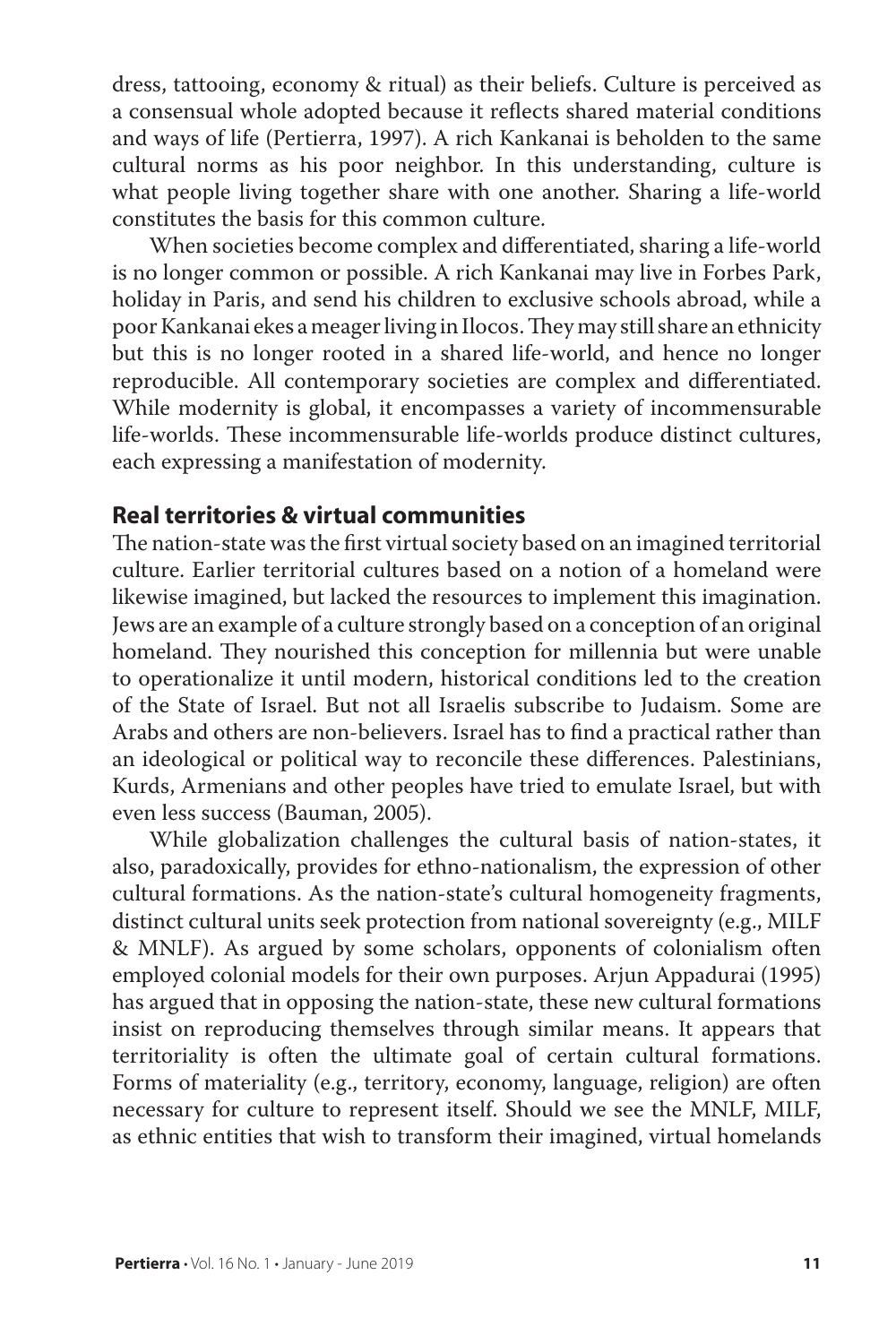dress, tattooing, economy & ritual) as their beliefs. Culture is perceived as a consensual whole adopted because it reflects shared material conditions and ways of life (Pertierra, 1997). A rich Kankanai is beholden to the same cultural norms as his poor neighbor. In this understanding, culture is what people living together share with one another. Sharing a life-world constitutes the basis for this common culture.

When societies become complex and differentiated, sharing a life-world is no longer common or possible. A rich Kankanai may live in Forbes Park, holiday in Paris, and send his children to exclusive schools abroad, while a poor Kankanai ekes a meager living in Ilocos. They may still share an ethnicity but this is no longer rooted in a shared life-world, and hence no longer reproducible. All contemporary societies are complex and differentiated. While modernity is global, it encompasses a variety of incommensurable life-worlds. These incommensurable life-worlds produce distinct cultures, each expressing a manifestation of modernity.

## Real territories & virtual communities

The nation-state was the first virtual society based on an imagined territorial culture. Earlier territorial cultures based on a notion of a homeland were likewise imagined, but lacked the resources to implement this imagination. Jews are an example of a culture strongly based on a conception of an original homeland. They nourished this conception for millennia but were unable to operationalize it until modern, historical conditions led to the creation of the State of Israel. But not all Israelis subscribe to Judaism. Some are Arabs and others are non-believers. Israel has to find a practical rather than an ideological or political way to reconcile these differences. Palestinians, Kurds, Armenians and other peoples have tried to emulate Israel, but with even less success (Bauman, 2005).

While globalization challenges the cultural basis of nation-states, it also, paradoxically, provides for ethno-nationalism, the expression of other cultural formations. As the nation-state's cultural homogeneity fragments, distinct cultural units seek protection from national sovereignty (e.g., MILF & MNLF). As argued by some scholars, opponents of colonialism often employed colonial models for their own purposes. Arjun Appadurai (1995) has argued that in opposing the nation-state, these new cultural formations insist on reproducing themselves through similar means. It appears that territoriality is often the ultimate goal of certain cultural formations. Forms of materiality (e.g., territory, economy, language, religion) are often necessary for culture to represent itself. Should we see the MNLF, MILF, as ethnic entities that wish to transform their imagined, virtual homelands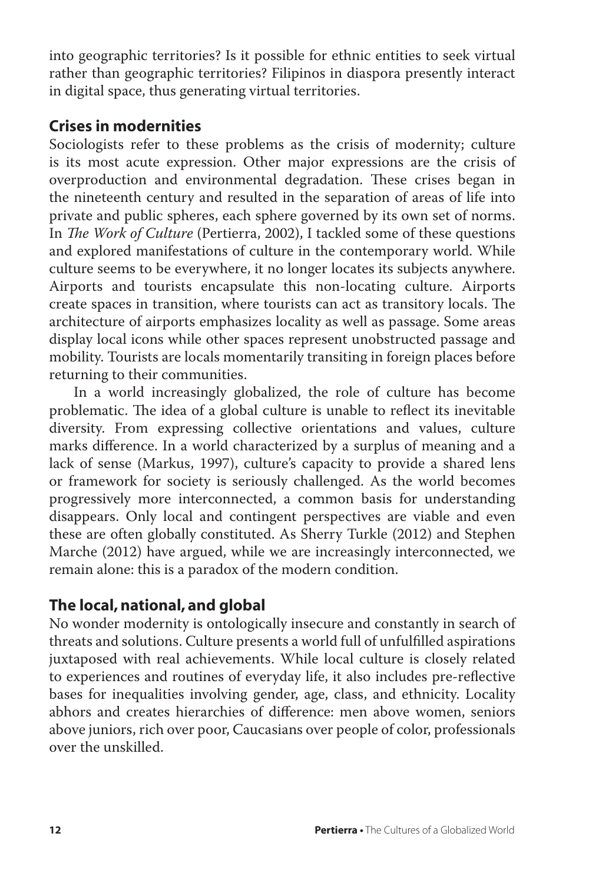into geographic territories? Is it possible for ethnic entities to seek virtual rather than geographic territories? Filipinos in diaspora presently interact in digital space, thus generating virtual territories.

## Crises in modernities

Sociologists refer to these problems as the crisis of modernity; culture is its most acute expression. Other major expressions are the crisis of overproduction and environmental degradation. These crises began in the nineteenth century and resulted in the separation of areas of life into private and public spheres, each sphere governed by its own set of norms. In *The Work of Culture* (Pertierra, 2002), I tackled some of these questions and explored manifestations of culture in the contemporary world. While culture seems to be everywhere, it no longer locates its subjects anywhere. Airports and tourists encapsulate this non-locating culture. Airports create spaces in transition, where tourists can act as transitory locals. The architecture of airports emphasizes locality as well as passage. Some areas display local icons while other spaces represent unobstructed passage and mobility. Tourists are locals momentarily transiting in foreign places before returning to their communities.

In a world increasingly globalized, the role of culture has become problematic. The idea of a global culture is unable to reflect its inevitable diversity. From expressing collective orientations and values, culture marks difference. In a world characterized by a surplus of meaning and a lack of sense (Markus, 1997), culture's capacity to provide a shared lens or framework for society is seriously challenged. As the world becomes progressively more interconnected, a common basis for understanding disappears. Only local and contingent perspectives are viable and even these are often globally constituted. As Sherry Turkle (2012) and Stephen Marche (2012) have argued, while we are increasingly interconnected, we remain alone: this is a paradox of the modern condition.

## The local, national, and global

No wonder modernity is ontologically insecure and constantly in search of threats and solutions. Culture presents a world full of unfulfilled aspirations juxtaposed with real achievements. While local culture is closely related to experiences and routines of everyday life, it also includes pre-reflective bases for inequalities involving gender, age, class, and ethnicity. Locality abhors and creates hierarchies of difference: men above women, seniors above juniors, rich over poor, Caucasians over people of color, professionals over the unskilled.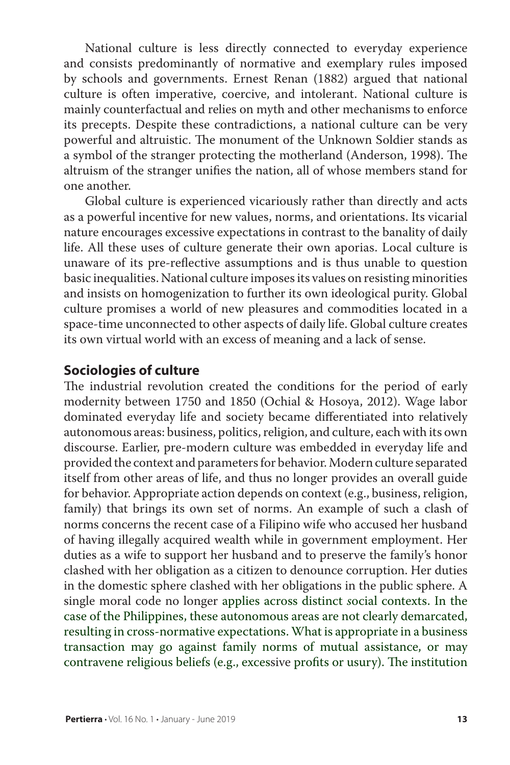National culture is less directly connected to everyday experience and consists predominantly of normative and exemplary rules imposed by schools and governments. Ernest Renan (1882) argued that national culture is often imperative, coercive, and intolerant. National culture is mainly counterfactual and relies on myth and other mechanisms to enforce its precepts. Despite these contradictions, a national culture can be very powerful and altruistic. The monument of the Unknown Soldier stands as a symbol of the stranger protecting the motherland (Anderson, 1998). The altruism of the stranger unifies the nation, all of whose members stand for one another.

Global culture is experienced vicariously rather than directly and acts as a powerful incentive for new values, norms, and orientations. Its vicarial nature encourages excessive expectations in contrast to the banality of daily life. All these uses of culture generate their own aporias. Local culture is unaware of its pre-reflective assumptions and is thus unable to question basic inequalities. National culture imposes its values on resisting minorities and insists on homogenization to further its own ideological purity. Global culture promises a world of new pleasures and commodities located in a space-time unconnected to other aspects of daily life. Global culture creates its own virtual world with an excess of meaning and a lack of sense.

## Sociologies of culture

The industrial revolution created the conditions for the period of early modernity between 1750 and 1850 (Ochial & Hosoya, 2012). Wage labor dominated everyday life and society became differentiated into relatively autonomous areas: business, politics, religion, and culture, each with its own discourse. Earlier, pre-modern culture was embedded in everyday life and provided the context and parameters for behavior. Modern culture separated itself from other areas of life, and thus no longer provides an overall guide for behavior. Appropriate action depends on context (e.g., business, religion, family) that brings its own set of norms. An example of such a clash of norms concerns the recent case of a Filipino wife who accused her husband of having illegally acquired wealth while in government employment. Her duties as a wife to support her husband and to preserve the family's honor clashed with her obligation as a citizen to denounce corruption. Her duties in the domestic sphere clashed with her obligations in the public sphere. A single moral code no longer applies across distinct social contexts. In the case of the Philippines, these autonomous areas are not clearly demarcated, resulting in cross-normative expectations. What is appropriate in a business transaction may go against family norms of mutual assistance, or may contravene religious beliefs (e.g., excessive profits or usury). The institution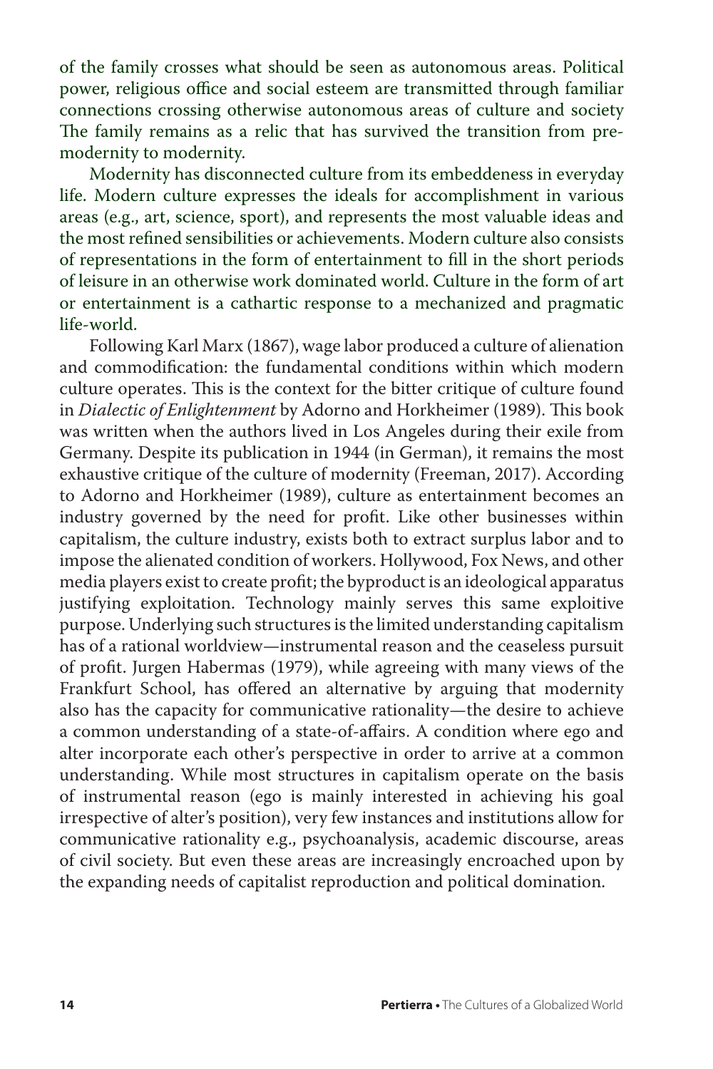of the family crosses what should be seen as autonomous areas. Political power, religious office and social esteem are transmitted through familiar connections crossing otherwise autonomous areas of culture and society The family remains as a relic that has survived the transition from pre-modernity to modernity.

Modernity has disconnected culture from its embeddeness in everyday life. Modern culture expresses the ideals for accomplishment in various areas (e.g., art, science, sport), and represents the most valuable ideas and the most refined sensibilities or achievements. Modern culture also consists of representations in the form of entertainment to fill in the short periods of leisure in an otherwise work dominated world. Culture in the form of art or entertainment is a cathartic response to a mechanized and pragmatic life-world.

Following Karl Marx (1867), wage labor produced a culture of alienation and commodification: the fundamental conditions within which modern culture operates. This is the context for the bitter critique of culture found in *Dialectic of Enlightenment* by Adorno and Horkheimer (1989). This book was written when the authors lived in Los Angeles during their exile from Germany. Despite its publication in 1944 (in German), it remains the most exhaustive critique of the culture of modernity (Freeman, 2017). According to Adorno and Horkheimer (1989), culture as entertainment becomes an industry governed by the need for profit. Like other businesses within capitalism, the culture industry, exists both to extract surplus labor and to impose the alienated condition of workers. Hollywood, Fox News, and other media players exist to create profit; the byproduct is an ideological apparatus justifying exploitation. Technology mainly serves this same exploitive purpose. Underlying such structures is the limited understanding capitalism has of a rational worldview—instrumental reason and the ceaseless pursuit of profit. Jurgen Habermas (1979), while agreeing with many views of the Frankfurt School, has offered an alternative by arguing that modernity also has the capacity for communicative rationality—the desire to achieve a common understanding of a state-of-affairs. A condition where ego and alter incorporate each other's perspective in order to arrive at a common understanding. While most structures in capitalism operate on the basis of instrumental reason (ego is mainly interested in achieving his goal irrespective of alter's position), very few instances and institutions allow for communicative rationality e.g., psychoanalysis, academic discourse, areas of civil society. But even these areas are increasingly encroached upon by the expanding needs of capitalist reproduction and political domination.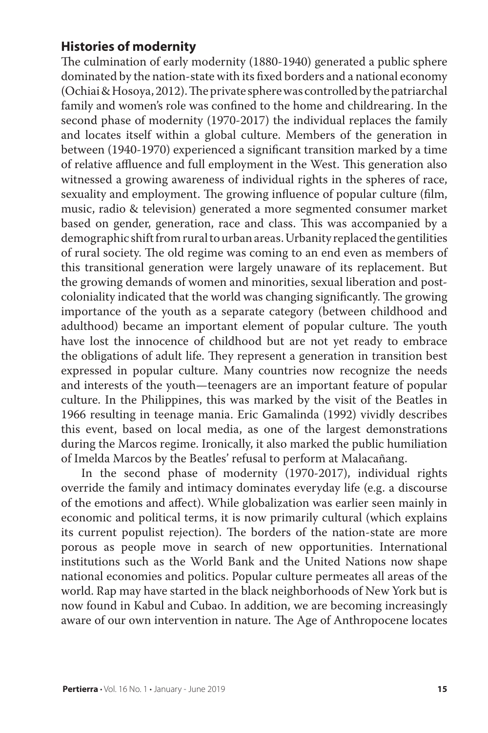## Histories of modernity

The culmination of early modernity (1880-1940) generated a public sphere dominated by the nation-state with its fixed borders and a national economy (Ochiai & Hosoya, 2012). The private sphere was controlled by the patriarchal family and women's role was confined to the home and childrearing. In the second phase of modernity (1970-2017) the individual replaces the family and locates itself within a global culture. Members of the generation in between (1940-1970) experienced a significant transition marked by a time of relative affluence and full employment in the West. This generation also witnessed a growing awareness of individual rights in the spheres of race, sexuality and employment. The growing influence of popular culture (film, music, radio & television) generated a more segmented consumer market based on gender, generation, race and class. This was accompanied by a demographic shift from rural to urban areas. Urbanity replaced the gentilities of rural society. The old regime was coming to an end even as members of this transitional generation were largely unaware of its replacement. But the growing demands of women and minorities, sexual liberation and post-coloniality indicated that the world was changing significantly. The growing importance of the youth as a separate category (between childhood and adulthood) became an important element of popular culture. The youth have lost the innocence of childhood but are not yet ready to embrace the obligations of adult life. They represent a generation in transition best expressed in popular culture. Many countries now recognize the needs and interests of the youth—teenagers are an important feature of popular culture. In the Philippines, this was marked by the visit of the Beatles in 1966 resulting in teenage mania. Eric Gamalinda (1992) vividly describes this event, based on local media, as one of the largest demonstrations during the Marcos regime. Ironically, it also marked the public humiliation of Imelda Marcos by the Beatles' refusal to perform at Malacañang.

In the second phase of modernity (1970-2017), individual rights override the family and intimacy dominates everyday life (e.g. a discourse of the emotions and affect). While globalization was earlier seen mainly in economic and political terms, it is now primarily cultural (which explains its current populist rejection). The borders of the nation-state are more porous as people move in search of new opportunities. International institutions such as the World Bank and the United Nations now shape national economies and politics. Popular culture permeates all areas of the world. Rap may have started in the black neighborhoods of New York but is now found in Kabul and Cubao. In addition, we are becoming increasingly aware of our own intervention in nature. The Age of Anthropocene locates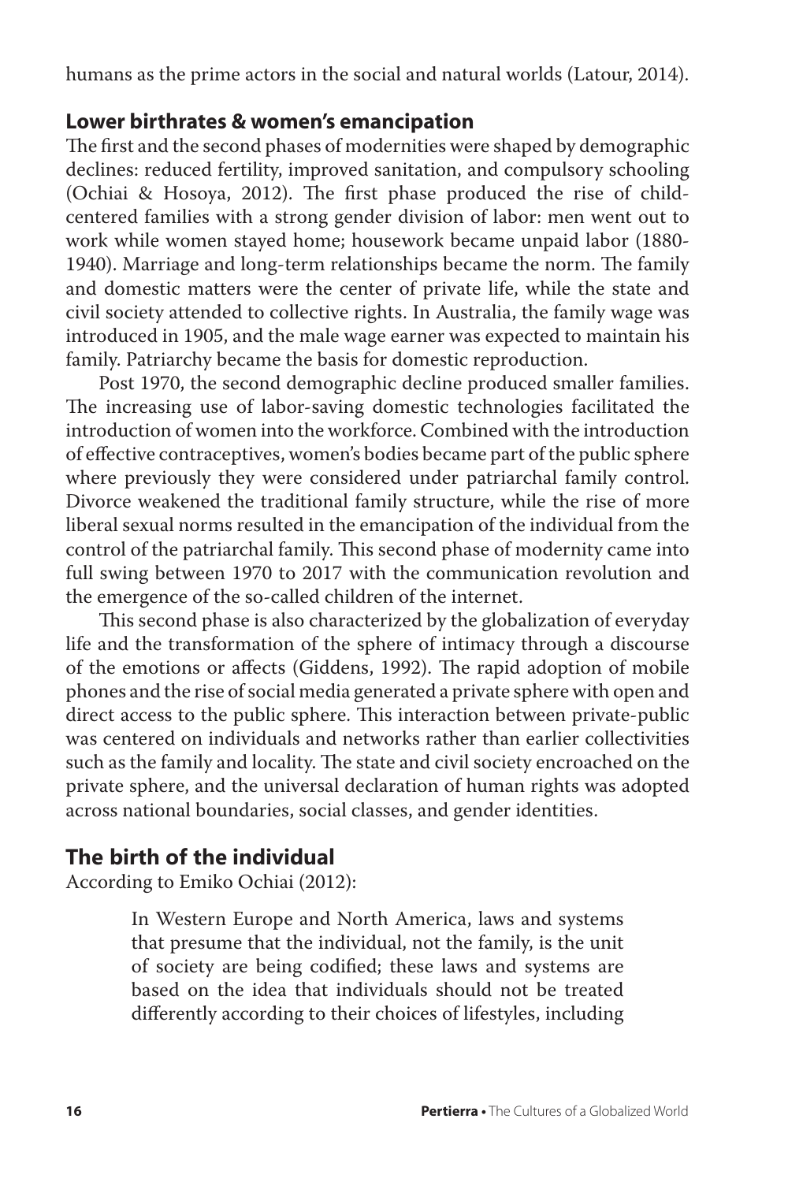humans as the prime actors in the social and natural worlds (Latour, 2014).

## Lower birthrates & women's emancipation

The first and the second phases of modernities were shaped by demographic declines: reduced fertility, improved sanitation, and compulsory schooling (Ochiai & Hosoya, 2012). The first phase produced the rise of child-centered families with a strong gender division of labor: men went out to work while women stayed home; housework became unpaid labor (1880-1940). Marriage and long-term relationships became the norm. The family and domestic matters were the center of private life, while the state and civil society attended to collective rights. In Australia, the family wage was introduced in 1905, and the male wage earner was expected to maintain his family. Patriarchy became the basis for domestic reproduction.

Post 1970, the second demographic decline produced smaller families. The increasing use of labor-saving domestic technologies facilitated the introduction of women into the workforce. Combined with the introduction of effective contraceptives, women's bodies became part of the public sphere where previously they were considered under patriarchal family control. Divorce weakened the traditional family structure, while the rise of more liberal sexual norms resulted in the emancipation of the individual from the control of the patriarchal family. This second phase of modernity came into full swing between 1970 to 2017 with the communication revolution and the emergence of the so-called children of the internet.

This second phase is also characterized by the globalization of everyday life and the transformation of the sphere of intimacy through a discourse of the emotions or affects (Giddens, 1992). The rapid adoption of mobile phones and the rise of social media generated a private sphere with open and direct access to the public sphere. This interaction between private-public was centered on individuals and networks rather than earlier collectivities such as the family and locality. The state and civil society encroached on the private sphere, and the universal declaration of human rights was adopted across national boundaries, social classes, and gender identities.

## The birth of the individual

According to Emiko Ochiai (2012):

> In Western Europe and North America, laws and systems that presume that the individual, not the family, is the unit of society are being codified; these laws and systems are based on the idea that individuals should not be treated differently according to their choices of lifestyles, including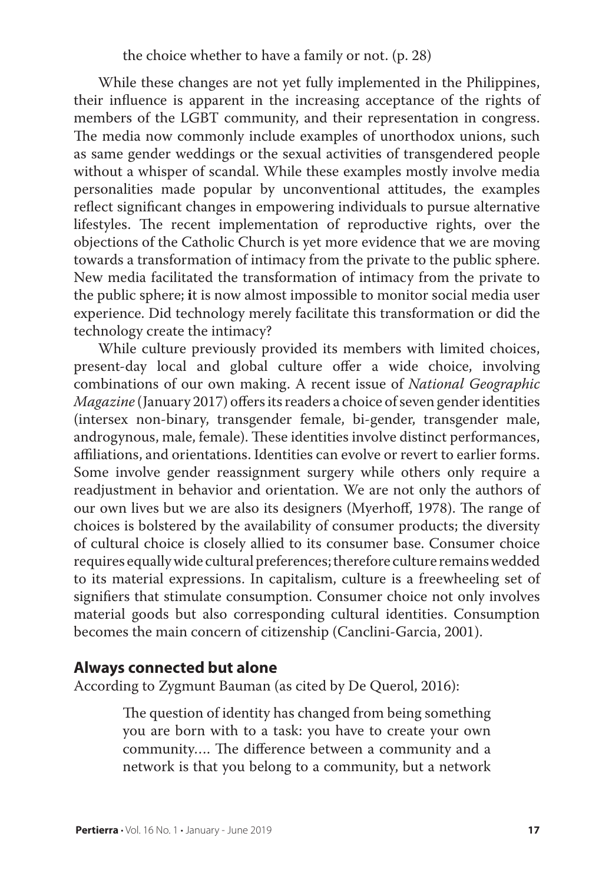the choice whether to have a family or not. (p. 28)

While these changes are not yet fully implemented in the Philippines, their influence is apparent in the increasing acceptance of the rights of members of the LGBT community, and their representation in congress. The media now commonly include examples of unorthodox unions, such as same gender weddings or the sexual activities of transgendered people without a whisper of scandal. While these examples mostly involve media personalities made popular by unconventional attitudes, the examples reflect significant changes in empowering individuals to pursue alternative lifestyles. The recent implementation of reproductive rights, over the objections of the Catholic Church is yet more evidence that we are moving towards a transformation of intimacy from the private to the public sphere. New media facilitated the transformation of intimacy from the private to the public sphere; **i**t is now almost impossible to monitor social media user experience. Did technology merely facilitate this transformation or did the technology create the intimacy?

While culture previously provided its members with limited choices, present-day local and global culture offer a wide choice, involving combinations of our own making. A recent issue of *National Geographic Magazine* (January 2017) offers its readers a choice of seven gender identities (intersex non-binary, transgender female, bi-gender, transgender male, androgynous, male, female). These identities involve distinct performances, affiliations, and orientations. Identities can evolve or revert to earlier forms. Some involve gender reassignment surgery while others only require a readjustment in behavior and orientation. We are not only the authors of our own lives but we are also its designers (Myerhoff, 1978). The range of choices is bolstered by the availability of consumer products; the diversity of cultural choice is closely allied to its consumer base. Consumer choice requires equally wide cultural preferences; therefore culture remains wedded to its material expressions. In capitalism, culture is a freewheeling set of signifiers that stimulate consumption. Consumer choice not only involves material goods but also corresponding cultural identities. Consumption becomes the main concern of citizenship (Canclini-Garcia, 2001).

## Always connected but alone

According to Zygmunt Bauman (as cited by De Querol, 2016):

> The question of identity has changed from being something you are born with to a task: you have to create your own community.... The difference between a community and a network is that you belong to a community, but a network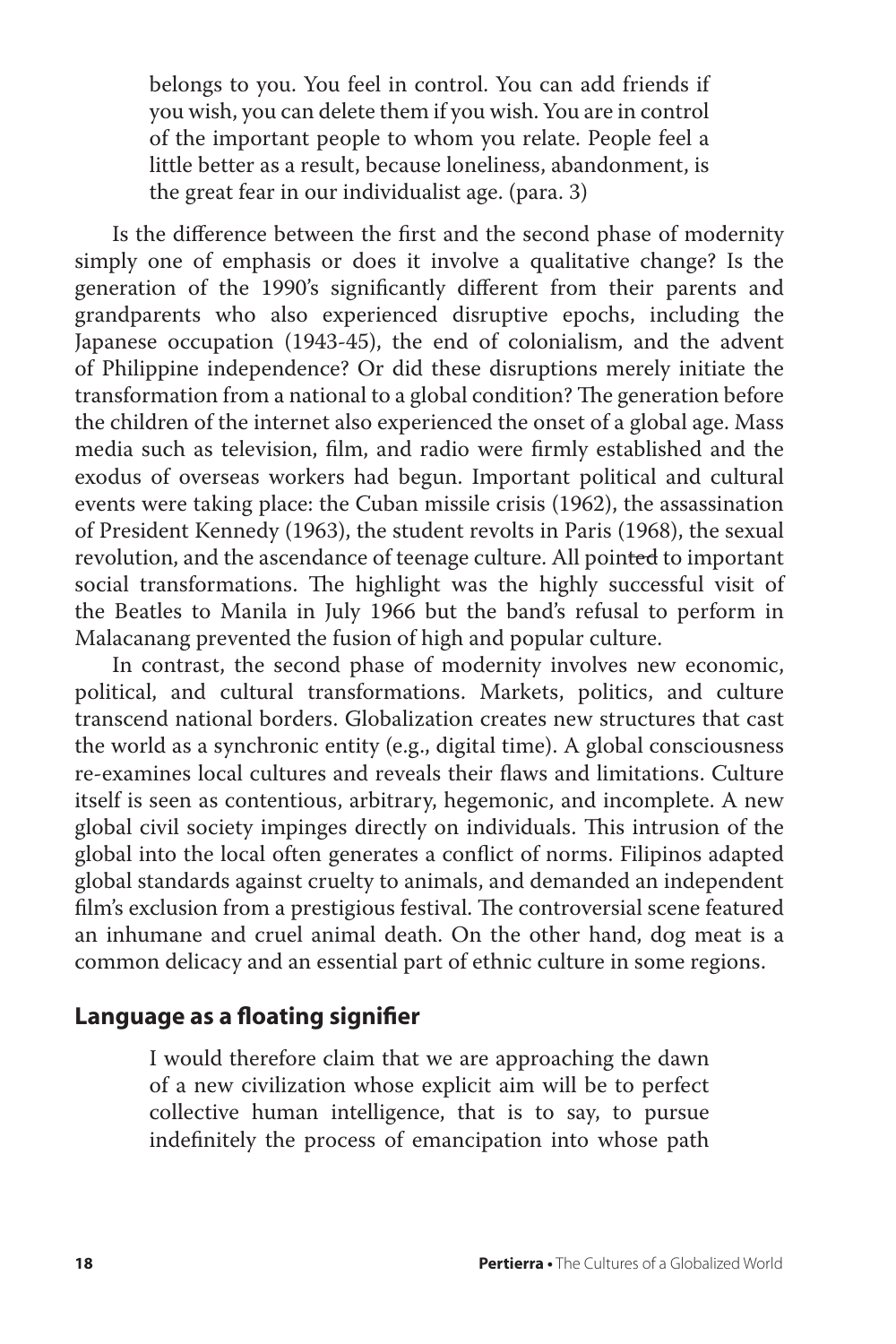> belongs to you. You feel in control. You can add friends if you wish, you can delete them if you wish. You are in control of the important people to whom you relate. People feel a little better as a result, because loneliness, abandonment, is the great fear in our individualist age. (para. 3)

Is the difference between the first and the second phase of modernity simply one of emphasis or does it involve a qualitative change? Is the generation of the 1990's significantly different from their parents and grandparents who also experienced disruptive epochs, including the Japanese occupation (1943-45), the end of colonialism, and the advent of Philippine independence? Or did these disruptions merely initiate the transformation from a national to a global condition? The generation before the children of the internet also experienced the onset of a global age. Mass media such as television, film, and radio were firmly established and the exodus of overseas workers had begun. Important political and cultural events were taking place: the Cuban missile crisis (1962), the assassination of President Kennedy (1963), the student revolts in Paris (1968), the sexual revolution, and the ascendance of teenage culture. All pointed to important social transformations. The highlight was the highly successful visit of the Beatles to Manila in July 1966 but the band's refusal to perform in Malacanang prevented the fusion of high and popular culture.

In contrast, the second phase of modernity involves new economic, political, and cultural transformations. Markets, politics, and culture transcend national borders. Globalization creates new structures that cast the world as a synchronic entity (e.g., digital time). A global consciousness re-examines local cultures and reveals their flaws and limitations. Culture itself is seen as contentious, arbitrary, hegemonic, and incomplete. A new global civil society impinges directly on individuals. This intrusion of the global into the local often generates a conflict of norms. Filipinos adapted global standards against cruelty to animals, and demanded an independent film's exclusion from a prestigious festival. The controversial scene featured an inhumane and cruel animal death. On the other hand, dog meat is a common delicacy and an essential part of ethnic culture in some regions.

## Language as a floating signifier

> I would therefore claim that we are approaching the dawn of a new civilization whose explicit aim will be to perfect collective human intelligence, that is to say, to pursue indefinitely the process of emancipation into whose path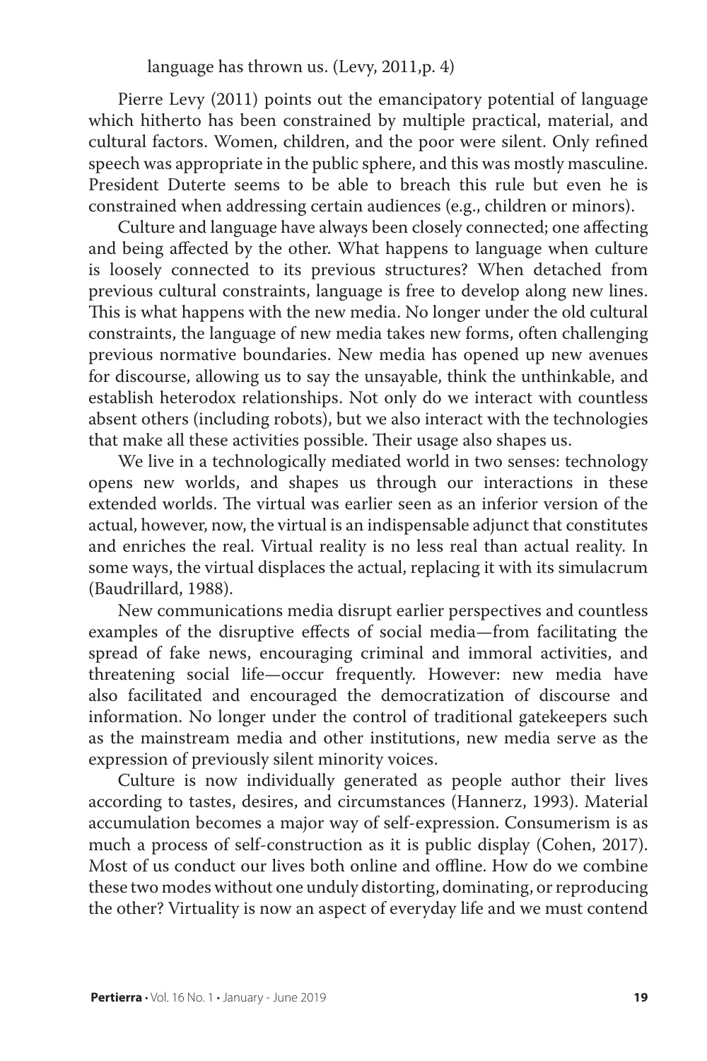language has thrown us. (Levy, 2011,p. 4)

Pierre Levy (2011) points out the emancipatory potential of language which hitherto has been constrained by multiple practical, material, and cultural factors. Women, children, and the poor were silent. Only refined speech was appropriate in the public sphere, and this was mostly masculine. President Duterte seems to be able to breach this rule but even he is constrained when addressing certain audiences (e.g., children or minors).

Culture and language have always been closely connected; one affecting and being affected by the other. What happens to language when culture is loosely connected to its previous structures? When detached from previous cultural constraints, language is free to develop along new lines. This is what happens with the new media. No longer under the old cultural constraints, the language of new media takes new forms, often challenging previous normative boundaries. New media has opened up new avenues for discourse, allowing us to say the unsayable, think the unthinkable, and establish heterodox relationships. Not only do we interact with countless absent others (including robots), but we also interact with the technologies that make all these activities possible. Their usage also shapes us.

We live in a technologically mediated world in two senses: technology opens new worlds, and shapes us through our interactions in these extended worlds. The virtual was earlier seen as an inferior version of the actual, however, now, the virtual is an indispensable adjunct that constitutes and enriches the real. Virtual reality is no less real than actual reality. In some ways, the virtual displaces the actual, replacing it with its simulacrum (Baudrillard, 1988).

New communications media disrupt earlier perspectives and countless examples of the disruptive effects of social media—from facilitating the spread of fake news, encouraging criminal and immoral activities, and threatening social life—occur frequently. However: new media have also facilitated and encouraged the democratization of discourse and information. No longer under the control of traditional gatekeepers such as the mainstream media and other institutions, new media serve as the expression of previously silent minority voices.

Culture is now individually generated as people author their lives according to tastes, desires, and circumstances (Hannerz, 1993). Material accumulation becomes a major way of self-expression. Consumerism is as much a process of self-construction as it is public display (Cohen, 2017). Most of us conduct our lives both online and offline. How do we combine these two modes without one unduly distorting, dominating, or reproducing the other? Virtuality is now an aspect of everyday life and we must contend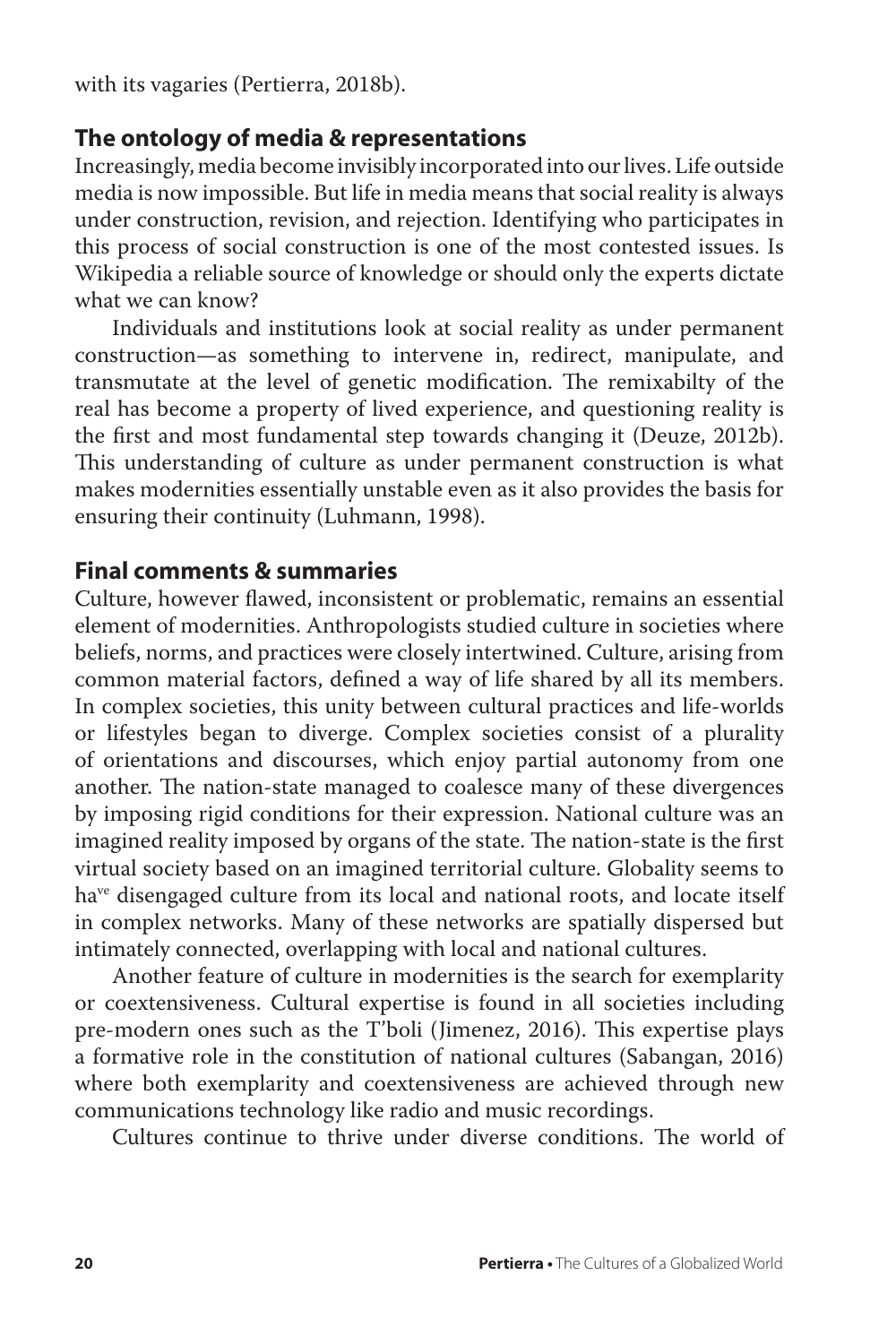with its vagaries (Pertierra, 2018b).

## The ontology of media & representations

Increasingly, media become invisibly incorporated into our lives. Life outside media is now impossible. But life in media means that social reality is always under construction, revision, and rejection. Identifying who participates in this process of social construction is one of the most contested issues. Is Wikipedia a reliable source of knowledge or should only the experts dictate what we can know?

Individuals and institutions look at social reality as under permanent construction—as something to intervene in, redirect, manipulate, and transmutate at the level of genetic modification. The remixabilty of the real has become a property of lived experience, and questioning reality is the first and most fundamental step towards changing it (Deuze, 2012b). This understanding of culture as under permanent construction is what makes modernities essentially unstable even as it also provides the basis for ensuring their continuity (Luhmann, 1998).

## Final comments & summaries

Culture, however flawed, inconsistent or problematic, remains an essential element of modernities. Anthropologists studied culture in societies where beliefs, norms, and practices were closely intertwined. Culture, arising from common material factors, defined a way of life shared by all its members. In complex societies, this unity between cultural practices and life-worlds or lifestyles began to diverge. Complex societies consist of a plurality of orientations and discourses, which enjoy partial autonomy from one another. The nation-state managed to coalesce many of these divergences by imposing rigid conditions for their expression. National culture was an imagined reality imposed by organs of the state. The nation-state is the first virtual society based on an imagined territorial culture. Globality seems to have disengaged culture from its local and national roots, and locate itself in complex networks. Many of these networks are spatially dispersed but intimately connected, overlapping with local and national cultures.

Another feature of culture in modernities is the search for exemplarity or coextensiveness. Cultural expertise is found in all societies including pre-modern ones such as the T'boli (Jimenez, 2016). This expertise plays a formative role in the constitution of national cultures (Sabangan, 2016) where both exemplarity and coextensiveness are achieved through new communications technology like radio and music recordings.

Cultures continue to thrive under diverse conditions. The world of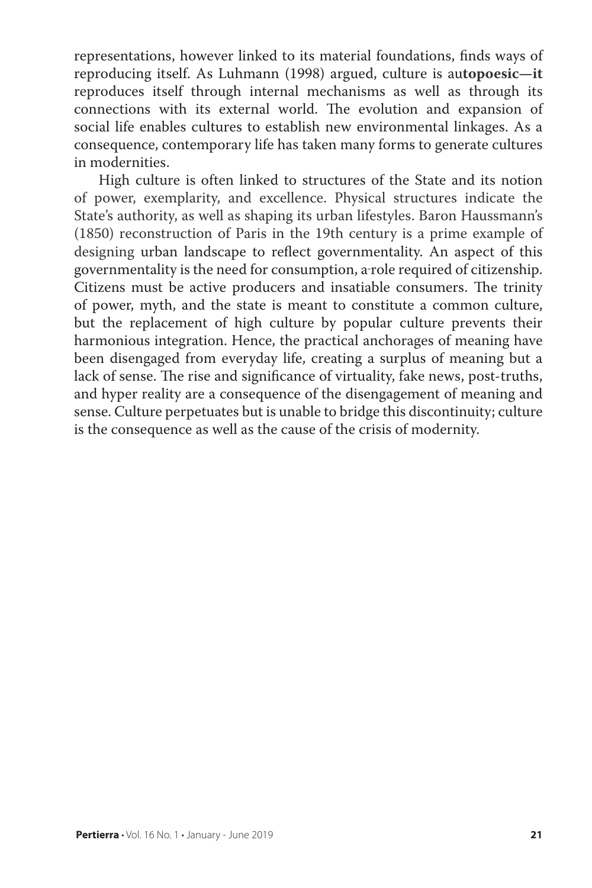representations, however linked to its material foundations, finds ways of reproducing itself. As Luhmann (1998) argued, culture is au**topoesic—it** reproduces itself through internal mechanisms as well as through its connections with its external world. The evolution and expansion of social life enables cultures to establish new environmental linkages. As a consequence, contemporary life has taken many forms to generate cultures in modernities.

High culture is often linked to structures of the State and its notion of power, exemplarity, and excellence. Physical structures indicate the State's authority, as well as shaping its urban lifestyles. Baron Haussmann's (1850) reconstruction of Paris in the 19th century is a prime example of designing urban landscape to reflect governmentality. An aspect of this governmentality is the need for consumption, a-role required of citizenship. Citizens must be active producers and insatiable consumers. The trinity of power, myth, and the state is meant to constitute a common culture, but the replacement of high culture by popular culture prevents their harmonious integration. Hence, the practical anchorages of meaning have been disengaged from everyday life, creating a surplus of meaning but a lack of sense. The rise and significance of virtuality, fake news, post-truths, and hyper reality are a consequence of the disengagement of meaning and sense. Culture perpetuates but is unable to bridge this discontinuity; culture is the consequence as well as the cause of the crisis of modernity.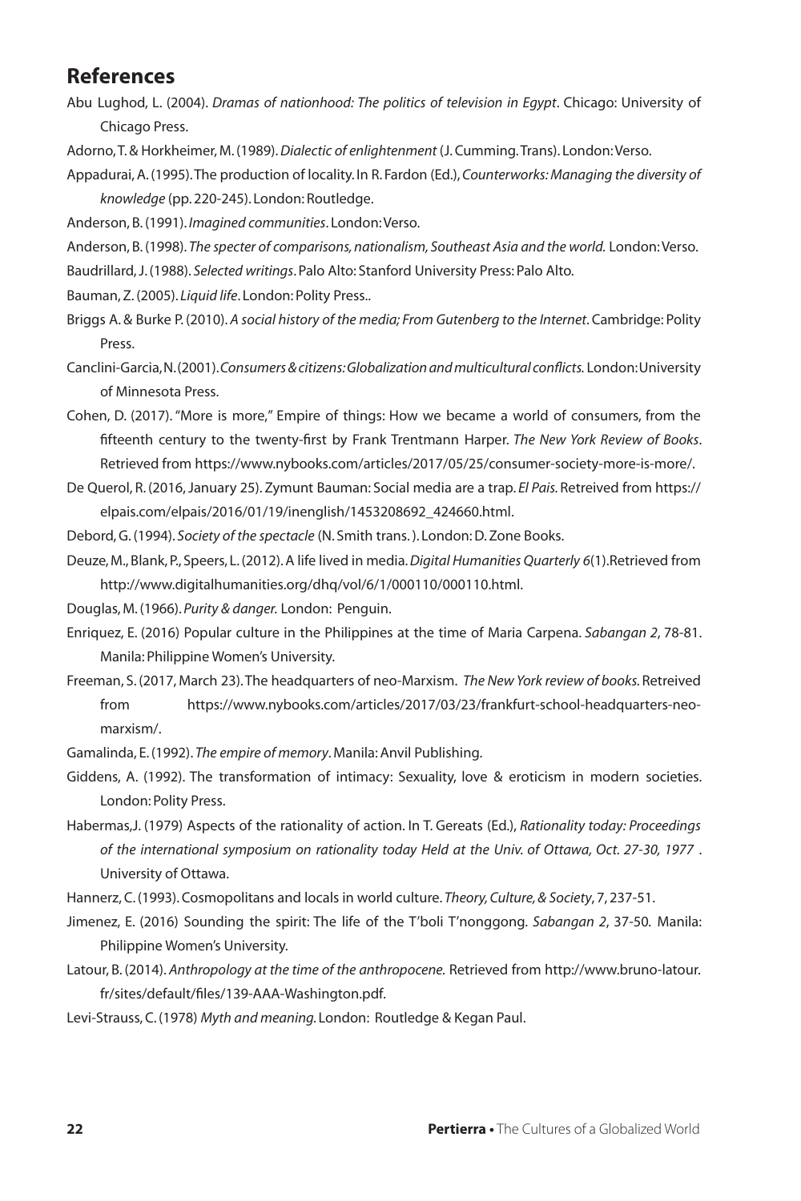## References

Abu Lughod, L. (2004). *Dramas of nationhood: The politics of television in Egypt*. Chicago: University of Chicago Press.

Adorno, T. & Horkheimer, M. (1989). *Dialectic of enlightenment* (J. Cumming. Trans). London: Verso.

Appadurai, A. (1995). The production of locality. In R. Fardon (Ed.), *Counterworks: Managing the diversity of knowledge* (pp. 220-245). London: Routledge.

Anderson, B. (1991). *Imagined communities*. London: Verso.

Anderson, B. (1998). *The specter of comparisons, nationalism, Southeast Asia and the world.* London: Verso.

Baudrillard, J. (1988). *Selected writings*. Palo Alto: Stanford University Press: Palo Alto.

Bauman, Z. (2005). *Liquid life*. London: Polity Press..

Briggs A. & Burke P. (2010). *A social history of the media; From Gutenberg to the Internet*. Cambridge: Polity Press.

Canclini-Garcia, N. (2001). *Consumers & citizens: Globalization and multicultural conflicts.* London: University of Minnesota Press.

Cohen, D. (2017). "More is more," Empire of things: How we became a world of consumers, from the fifteenth century to the twenty-first by Frank Trentmann Harper. *The New York Review of Books*. Retrieved from https://www.nybooks.com/articles/2017/05/25/consumer-society-more-is-more/.

De Querol, R. (2016, January 25). Zymunt Bauman: Social media are a trap. *El Pais.* Retreived from https://elpais.com/elpais/2016/01/19/inenglish/1453208692_424660.html.

Debord, G. (1994). *Society of the spectacle* (N. Smith trans. ). London: D. Zone Books.

Deuze, M., Blank, P., Speers, L. (2012). A life lived in media. *Digital Humanities Quarterly 6*(1).Retrieved from http://www.digitalhumanities.org/dhq/vol/6/1/000110/000110.html.

Douglas, M. (1966). *Purity & danger.* London: Penguin.

Enriquez, E. (2016) Popular culture in the Philippines at the time of Maria Carpena. *Sabangan 2*, 78-81. Manila: Philippine Women's University.

Freeman, S. (2017, March 23). The headquarters of neo-Marxism. *The New York review of books.* Retreived from https://www.nybooks.com/articles/2017/03/23/frankfurt-school-headquarters-neo-marxism/.

Gamalinda, E. (1992). *The empire of memory*. Manila: Anvil Publishing.

Giddens, A. (1992). The transformation of intimacy: Sexuality, love & eroticism in modern societies. London: Polity Press.

Habermas,J. (1979) Aspects of the rationality of action. In T. Gereats (Ed.), *Rationality today: Proceedings of the international symposium on rationality today Held at the Univ. of Ottawa, Oct. 27-30, 1977* . University of Ottawa.

Hannerz, C. (1993). Cosmopolitans and locals in world culture. *Theory, Culture, & Society*, 7, 237-51.

Jimenez, E. (2016) Sounding the spirit: The life of the T'boli T'nonggong. *Sabangan 2*, 37-50. Manila: Philippine Women's University.

Latour, B. (2014). *Anthropology at the time of the anthropocene.* Retrieved from http://www.bruno-latour.fr/sites/default/files/139-AAA-Washington.pdf.

Levi-Strauss, C. (1978) *Myth and meaning.* London: Routledge & Kegan Paul.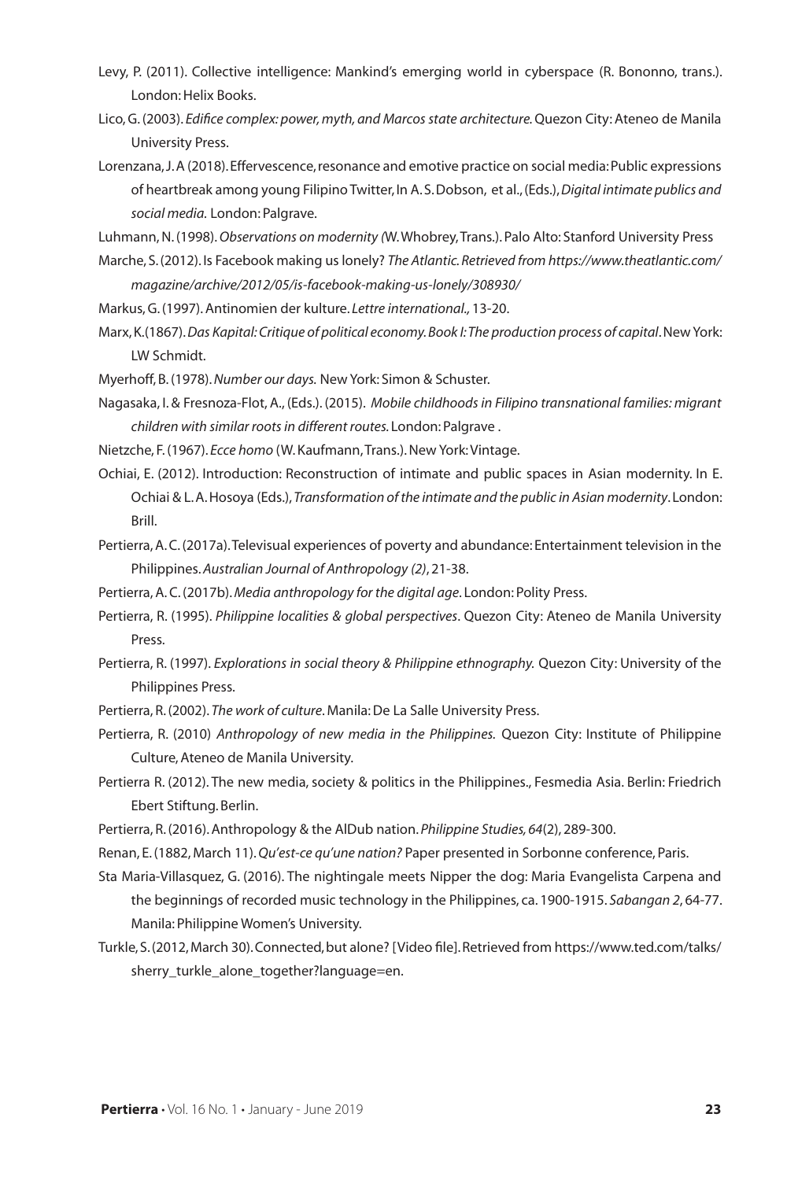Levy, P. (2011). Collective intelligence: Mankind's emerging world in cyberspace (R. Bononno, trans.). London: Helix Books.

Lico, G. (2003). *Edifice complex: power, myth, and Marcos state architecture.* Quezon City: Ateneo de Manila University Press.

Lorenzana, J. A (2018). Effervescence, resonance and emotive practice on social media: Public expressions of heartbreak among young Filipino Twitter, In A. S. Dobson, et al., (Eds.), *Digital intimate publics and social media.* London: Palgrave.

Luhmann, N. (1998). *Observations on modernity (*W. Whobrey, Trans.). Palo Alto: Stanford University Press

Marche, S. (2012). Is Facebook making us lonely? *The Atlantic. Retrieved from https://www.theatlantic.com/magazine/archive/2012/05/is-facebook-making-us-lonely/308930/*

Markus, G. (1997). Antinomien der kulture. *Lettre international.,* 13-20.

Marx, K.(1867). *Das Kapital: Critique of political economy. Book I: The production process of capital*. New York: LW Schmidt.

Myerhoff, B. (1978). *Number our days.* New York: Simon & Schuster.

Nagasaka, I. & Fresnoza-Flot, A., (Eds.). (2015). *Mobile childhoods in Filipino transnational families: migrant children with similar roots in different routes.* London: Palgrave .

Nietzche, F. (1967). *Ecce homo* (W. Kaufmann, Trans.). New York: Vintage.

Ochiai, E. (2012). Introduction: Reconstruction of intimate and public spaces in Asian modernity. In E. Ochiai & L. A. Hosoya (Eds.), *Transformation of the intimate and the public in Asian modernity*. London: Brill.

Pertierra, A. C. (2017a). Televisual experiences of poverty and abundance: Entertainment television in the Philippines. *Australian Journal of Anthropology (2)*, 21-38.

Pertierra, A. C. (2017b). *Media anthropology for the digital age*. London: Polity Press.

Pertierra, R. (1995). *Philippine localities & global perspectives*. Quezon City: Ateneo de Manila University Press.

Pertierra, R. (1997). *Explorations in social theory & Philippine ethnography.* Quezon City: University of the Philippines Press.

Pertierra, R. (2002). *The work of culture*. Manila: De La Salle University Press.

Pertierra, R. (2010) *Anthropology of new media in the Philippines.* Quezon City: Institute of Philippine Culture, Ateneo de Manila University.

Pertierra R. (2012). The new media, society & politics in the Philippines., Fesmedia Asia. Berlin: Friedrich Ebert Stiftung. Berlin.

Pertierra, R. (2016). Anthropology & the AlDub nation. *Philippine Studies, 64*(2), 289-300.

Renan, E. (1882, March 11). *Qu'est-ce qu'une nation?* Paper presented in Sorbonne conference, Paris.

Sta Maria-Villasquez, G. (2016). The nightingale meets Nipper the dog: Maria Evangelista Carpena and the beginnings of recorded music technology in the Philippines, ca. 1900-1915. *Sabangan 2*, 64-77. Manila: Philippine Women's University.

Turkle, S. (2012, March 30). Connected, but alone? [Video file]. Retrieved from https://www.ted.com/talks/sherry_turkle_alone_together?language=en.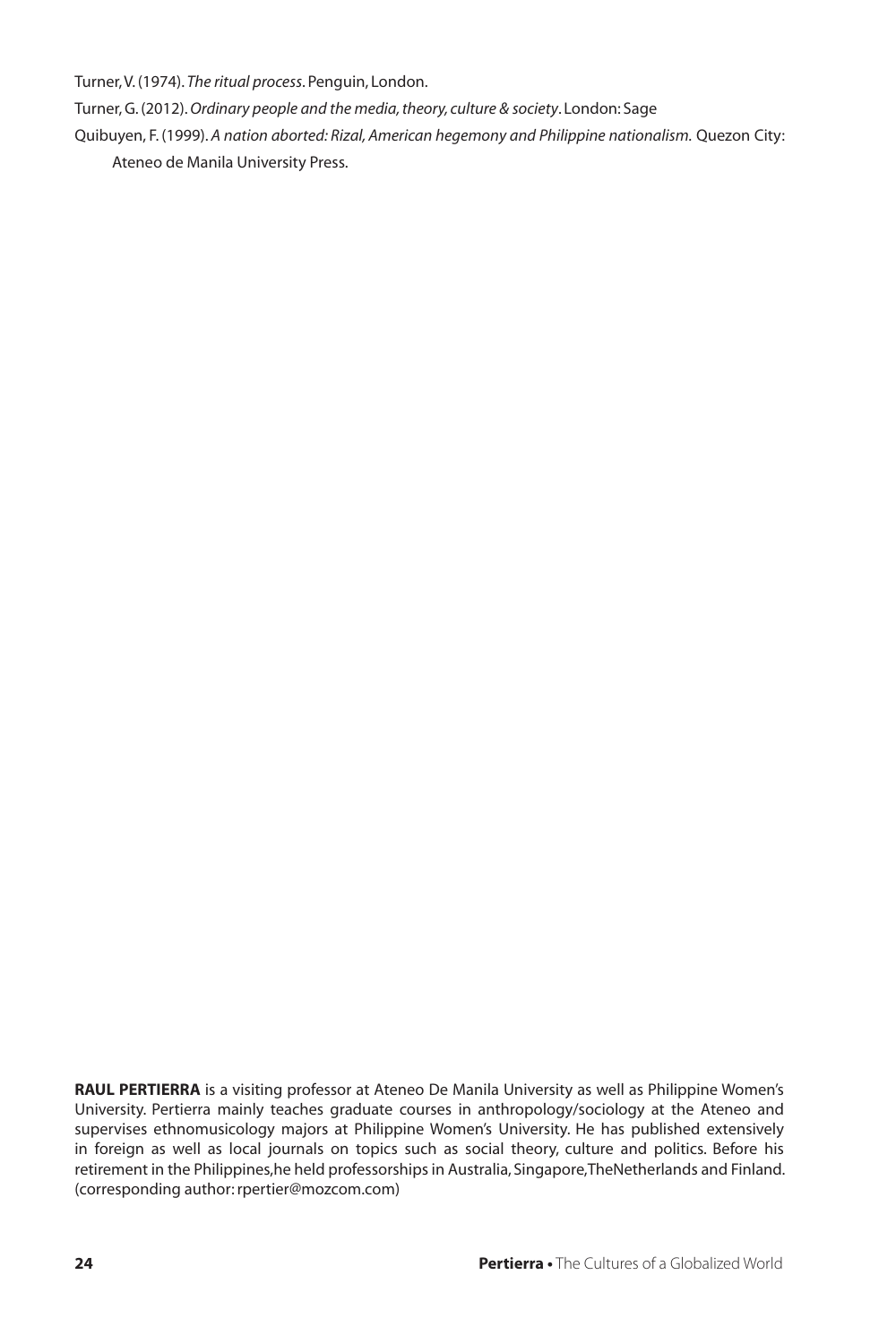Turner, V. (1974). *The ritual process*. Penguin, London.

Turner, G. (2012). *Ordinary people and the media, theory, culture & society*. London: Sage

Quibuyen, F. (1999). *A nation aborted: Rizal, American hegemony and Philippine nationalism.* Quezon City: Ateneo de Manila University Press.

**RAUL PERTIERRA** is a visiting professor at Ateneo De Manila University as well as Philippine Women's University. Pertierra mainly teaches graduate courses in anthropology/sociology at the Ateneo and supervises ethnomusicology majors at Philippine Women's University. He has published extensively in foreign as well as local journals on topics such as social theory, culture and politics. Before his retirement in the Philippines,he held professorships in Australia, Singapore,TheNetherlands and Finland. (corresponding author: rpertier@mozcom.com)